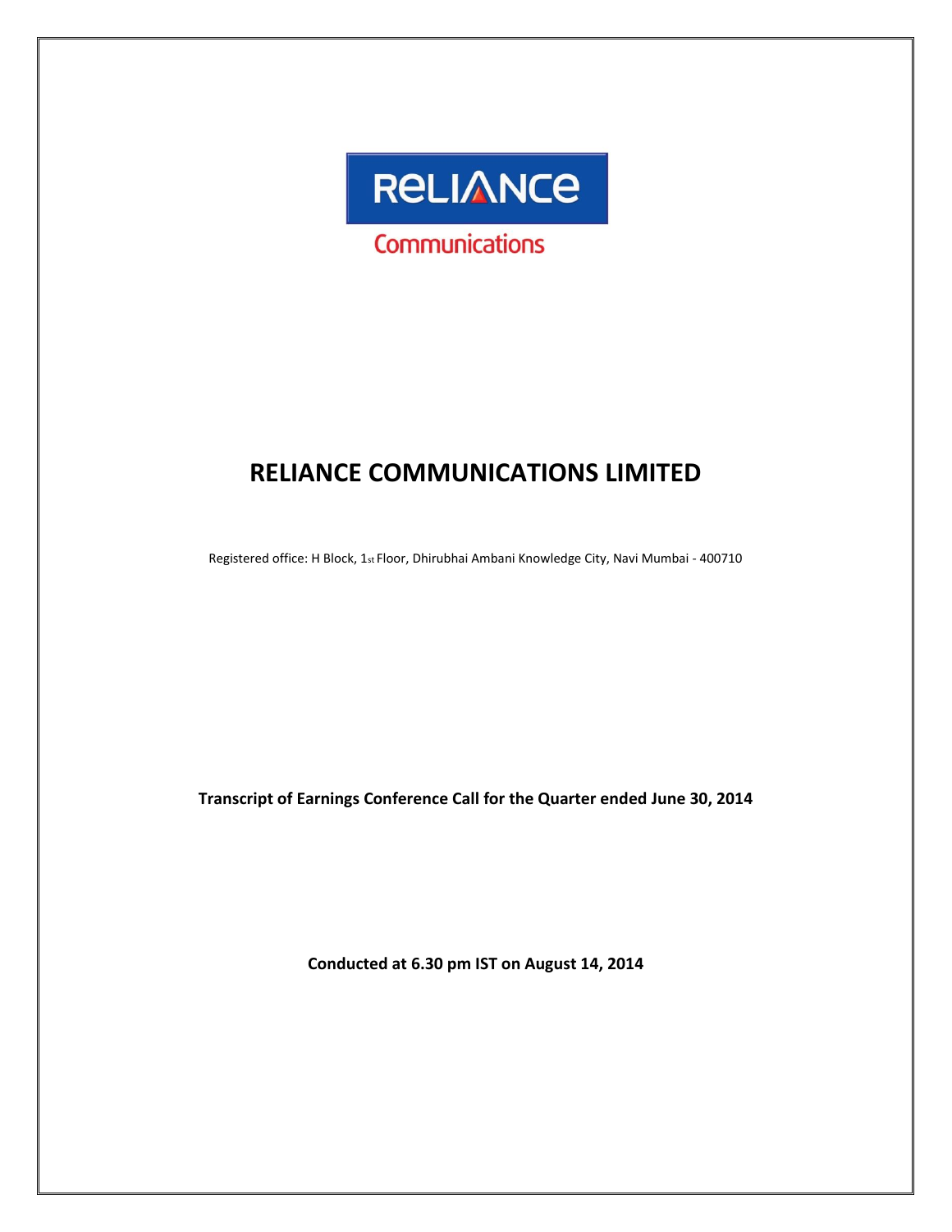# RELIANCE COMMUNICATIONS LIMITED

Registered office: H Block, 1st Floor, Dhirubhai Ambani Knowledge City, Navi Mumbai - 400710

**Transcript of Earnings Conference Call for the Quarter ended June 30, 2014**

**Conducted at 6.30 pm IST on August 14, 2014**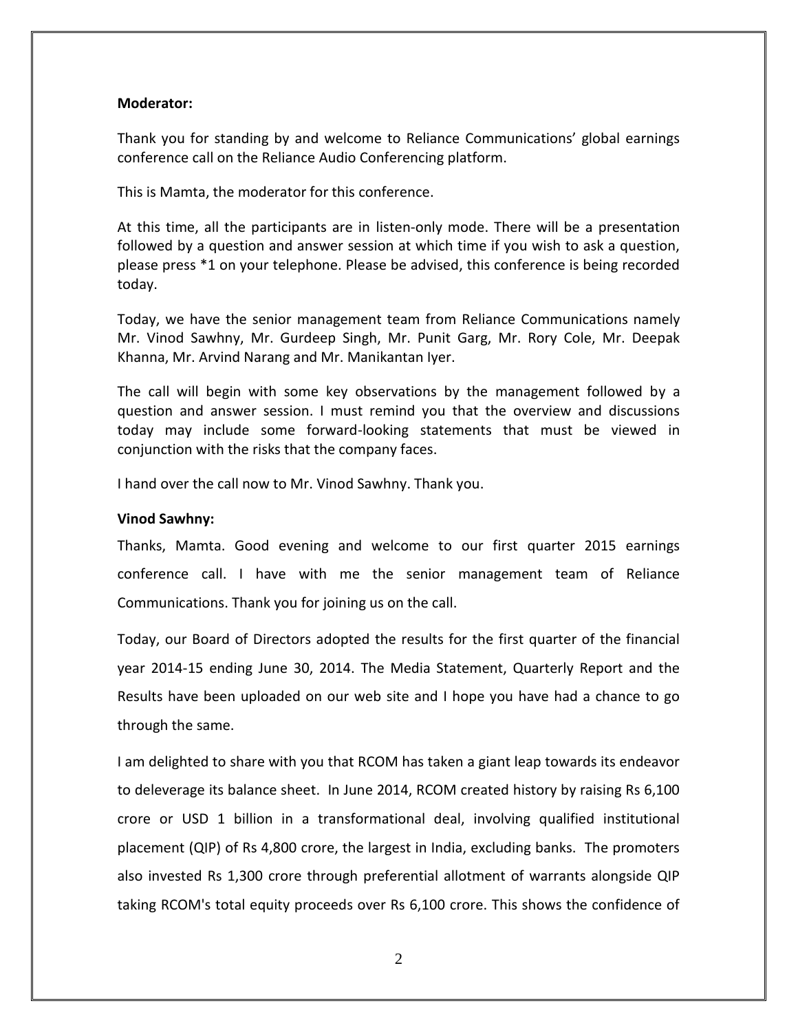**Moderator:**

Thank you for standing by and welcome to Reliance Communications' global earnings conference call on the Reliance Audio Conferencing platform.

This is Mamta, the moderator for this conference.

At this time, all the participants are in listen-only mode. There will be a presentation followed by a question and answer session at which time if you wish to ask a question, please press *1 on your telephone. Please be advised, this conference is being recorded today.

Today, we have the senior management team from Reliance Communications namely Mr. Vinod Sawhny, Mr. Gurdeep Singh, Mr. Punit Garg, Mr. Rory Cole, Mr. Deepak Khanna, Mr. Arvind Narang and Mr. Manikantan Iyer.

The call will begin with some key observations by the management followed by a question and answer session. I must remind you that the overview and discussions today may include some forward-looking statements that must be viewed in conjunction with the risks that the company faces.

I hand over the call now to Mr. Vinod Sawhny. Thank you.

**Vinod Sawhny:**

Thanks, Mamta. Good evening and welcome to our first quarter 2015 earnings conference call. I have with me the senior management team of Reliance Communications. Thank you for joining us on the call.

Today, our Board of Directors adopted the results for the first quarter of the financial year 2014-15 ending June 30, 2014. The Media Statement, Quarterly Report and the Results have been uploaded on our web site and I hope you have had a chance to go through the same.

I am delighted to share with you that RCOM has taken a giant leap towards its endeavor to deleverage its balance sheet. In June 2014, RCOM created history by raising Rs 6,100 crore or USD 1 billion in a transformational deal, involving qualified institutional placement (QIP) of Rs 4,800 crore, the largest in India, excluding banks. The promoters also invested Rs 1,300 crore through preferential allotment of warrants alongside QIP taking RCOM's total equity proceeds over Rs 6,100 crore. This shows the confidence of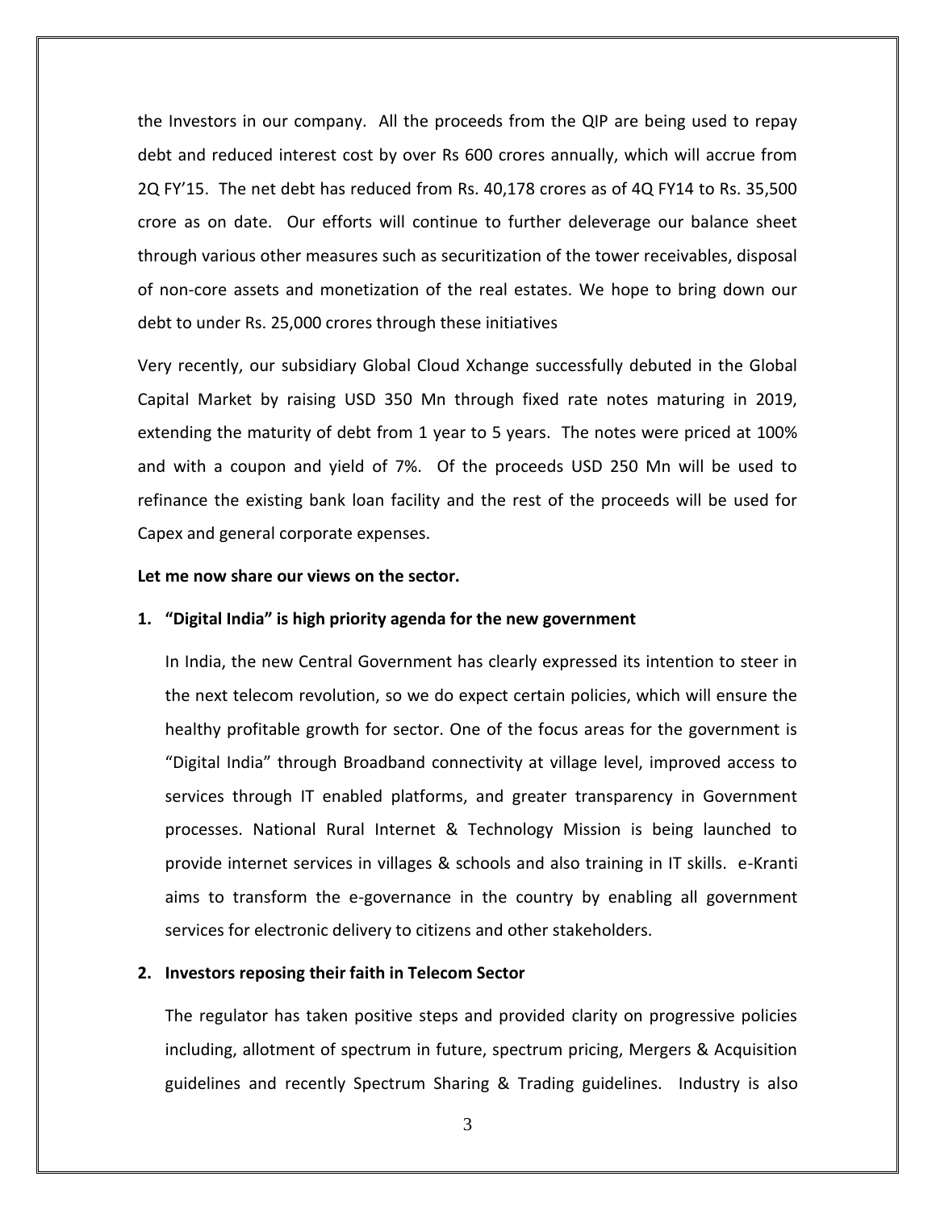the Investors in our company. All the proceeds from the QIP are being used to repay debt and reduced interest cost by over Rs 600 crores annually, which will accrue from 2Q FY'15. The net debt has reduced from Rs. 40,178 crores as of 4Q FY14 to Rs. 35,500 crore as on date. Our efforts will continue to further deleverage our balance sheet through various other measures such as securitization of the tower receivables, disposal of non-core assets and monetization of the real estates. We hope to bring down our debt to under Rs. 25,000 crores through these initiatives

Very recently, our subsidiary Global Cloud Xchange successfully debuted in the Global Capital Market by raising USD 350 Mn through fixed rate notes maturing in 2019, extending the maturity of debt from 1 year to 5 years. The notes were priced at 100% and with a coupon and yield of 7%. Of the proceeds USD 250 Mn will be used to refinance the existing bank loan facility and the rest of the proceeds will be used for Capex and general corporate expenses.

**Let me now share our views on the sector.**

1. **"Digital India" is high priority agenda for the new government**

   In India, the new Central Government has clearly expressed its intention to steer in the next telecom revolution, so we do expect certain policies, which will ensure the healthy profitable growth for sector. One of the focus areas for the government is "Digital India" through Broadband connectivity at village level, improved access to services through IT enabled platforms, and greater transparency in Government processes. National Rural Internet & Technology Mission is being launched to provide internet services in villages & schools and also training in IT skills. e-Kranti aims to transform the e-governance in the country by enabling all government services for electronic delivery to citizens and other stakeholders.

2. **Investors reposing their faith in Telecom Sector**

   The regulator has taken positive steps and provided clarity on progressive policies including, allotment of spectrum in future, spectrum pricing, Mergers & Acquisition guidelines and recently Spectrum Sharing & Trading guidelines. Industry is also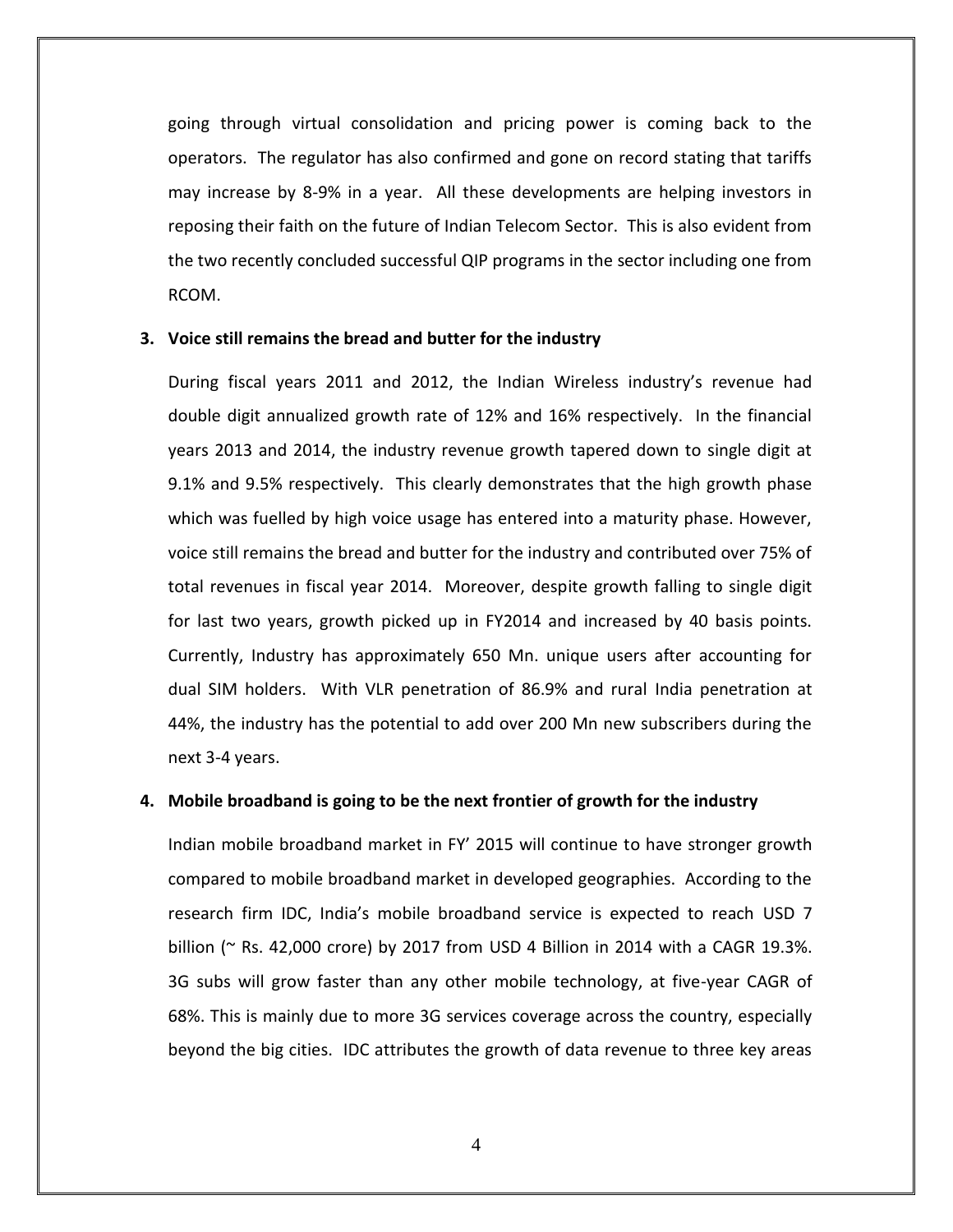going through virtual consolidation and pricing power is coming back to the operators. The regulator has also confirmed and gone on record stating that tariffs may increase by 8-9% in a year. All these developments are helping investors in reposing their faith on the future of Indian Telecom Sector. This is also evident from the two recently concluded successful QIP programs in the sector including one from RCOM.

3. **Voice still remains the bread and butter for the industry**

   During fiscal years 2011 and 2012, the Indian Wireless industry's revenue had double digit annualized growth rate of 12% and 16% respectively. In the financial years 2013 and 2014, the industry revenue growth tapered down to single digit at 9.1% and 9.5% respectively. This clearly demonstrates that the high growth phase which was fuelled by high voice usage has entered into a maturity phase. However, voice still remains the bread and butter for the industry and contributed over 75% of total revenues in fiscal year 2014. Moreover, despite growth falling to single digit for last two years, growth picked up in FY2014 and increased by 40 basis points. Currently, Industry has approximately 650 Mn. unique users after accounting for dual SIM holders. With VLR penetration of 86.9% and rural India penetration at 44%, the industry has the potential to add over 200 Mn new subscribers during the next 3-4 years.

4. **Mobile broadband is going to be the next frontier of growth for the industry**

   Indian mobile broadband market in FY' 2015 will continue to have stronger growth compared to mobile broadband market in developed geographies. According to the research firm IDC, India's mobile broadband service is expected to reach USD 7 billion (~ Rs. 42,000 crore) by 2017 from USD 4 Billion in 2014 with a CAGR 19.3%. 3G subs will grow faster than any other mobile technology, at five-year CAGR of 68%. This is mainly due to more 3G services coverage across the country, especially beyond the big cities. IDC attributes the growth of data revenue to three key areas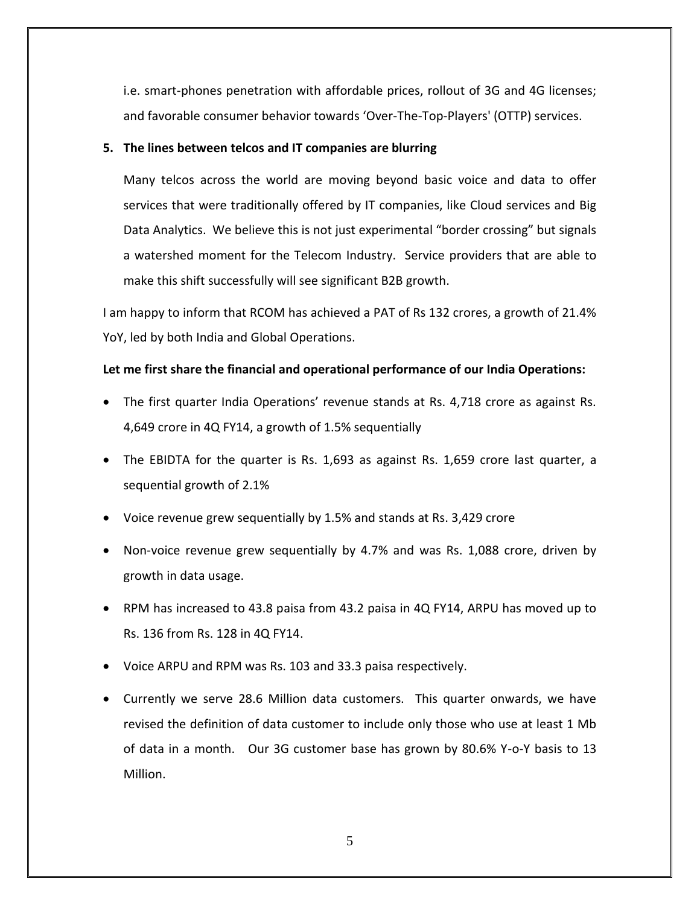i.e. smart-phones penetration with affordable prices, rollout of 3G and 4G licenses; and favorable consumer behavior towards 'Over-The-Top-Players' (OTTP) services.

**5. The lines between telcos and IT companies are blurring**

Many telcos across the world are moving beyond basic voice and data to offer services that were traditionally offered by IT companies, like Cloud services and Big Data Analytics. We believe this is not just experimental "border crossing" but signals a watershed moment for the Telecom Industry. Service providers that are able to make this shift successfully will see significant B2B growth.

I am happy to inform that RCOM has achieved a PAT of Rs 132 crores, a growth of 21.4% YoY, led by both India and Global Operations.

**Let me first share the financial and operational performance of our India Operations:**

- The first quarter India Operations' revenue stands at Rs. 4,718 crore as against Rs. 4,649 crore in 4Q FY14, a growth of 1.5% sequentially
- The EBIDTA for the quarter is Rs. 1,693 as against Rs. 1,659 crore last quarter, a sequential growth of 2.1%
- Voice revenue grew sequentially by 1.5% and stands at Rs. 3,429 crore
- Non-voice revenue grew sequentially by 4.7% and was Rs. 1,088 crore, driven by growth in data usage.
- RPM has increased to 43.8 paisa from 43.2 paisa in 4Q FY14, ARPU has moved up to Rs. 136 from Rs. 128 in 4Q FY14.
- Voice ARPU and RPM was Rs. 103 and 33.3 paisa respectively.
- Currently we serve 28.6 Million data customers. This quarter onwards, we have revised the definition of data customer to include only those who use at least 1 Mb of data in a month. Our 3G customer base has grown by 80.6% Y-o-Y basis to 13 Million.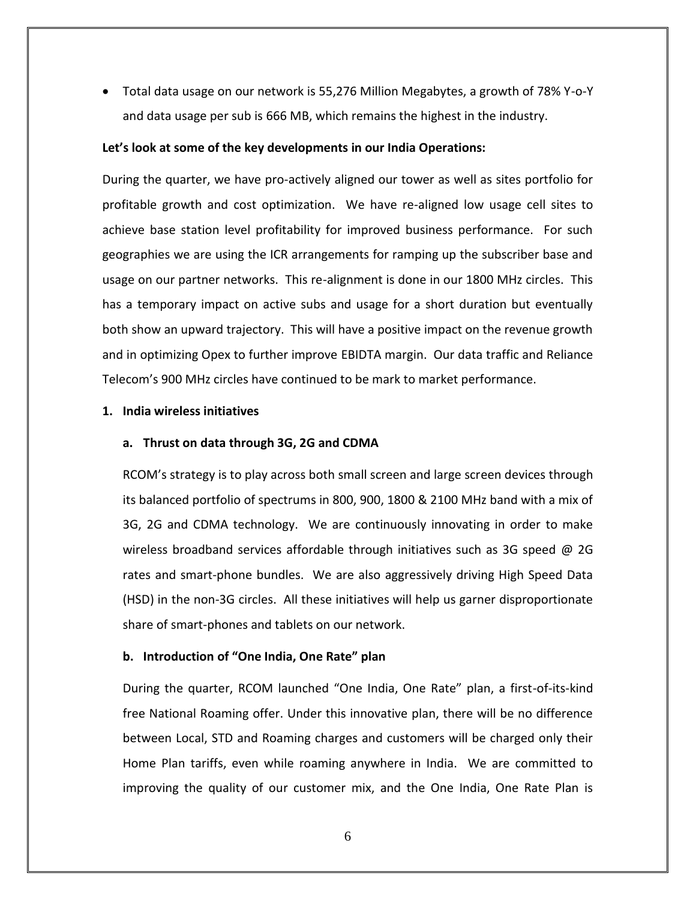- Total data usage on our network is 55,276 Million Megabytes, a growth of 78% Y-o-Y and data usage per sub is 666 MB, which remains the highest in the industry.

**Let's look at some of the key developments in our India Operations:**

During the quarter, we have pro-actively aligned our tower as well as sites portfolio for profitable growth and cost optimization. We have re-aligned low usage cell sites to achieve base station level profitability for improved business performance. For such geographies we are using the ICR arrangements for ramping up the subscriber base and usage on our partner networks. This re-alignment is done in our 1800 MHz circles. This has a temporary impact on active subs and usage for a short duration but eventually both show an upward trajectory. This will have a positive impact on the revenue growth and in optimizing Opex to further improve EBIDTA margin. Our data traffic and Reliance Telecom's 900 MHz circles have continued to be mark to market performance.

**1. India wireless initiatives**

**a. Thrust on data through 3G, 2G and CDMA**

RCOM's strategy is to play across both small screen and large screen devices through its balanced portfolio of spectrums in 800, 900, 1800 & 2100 MHz band with a mix of 3G, 2G and CDMA technology. We are continuously innovating in order to make wireless broadband services affordable through initiatives such as 3G speed @ 2G rates and smart-phone bundles. We are also aggressively driving High Speed Data (HSD) in the non-3G circles. All these initiatives will help us garner disproportionate share of smart-phones and tablets on our network.

**b. Introduction of "One India, One Rate" plan**

During the quarter, RCOM launched "One India, One Rate" plan, a first-of-its-kind free National Roaming offer. Under this innovative plan, there will be no difference between Local, STD and Roaming charges and customers will be charged only their Home Plan tariffs, even while roaming anywhere in India. We are committed to improving the quality of our customer mix, and the One India, One Rate Plan is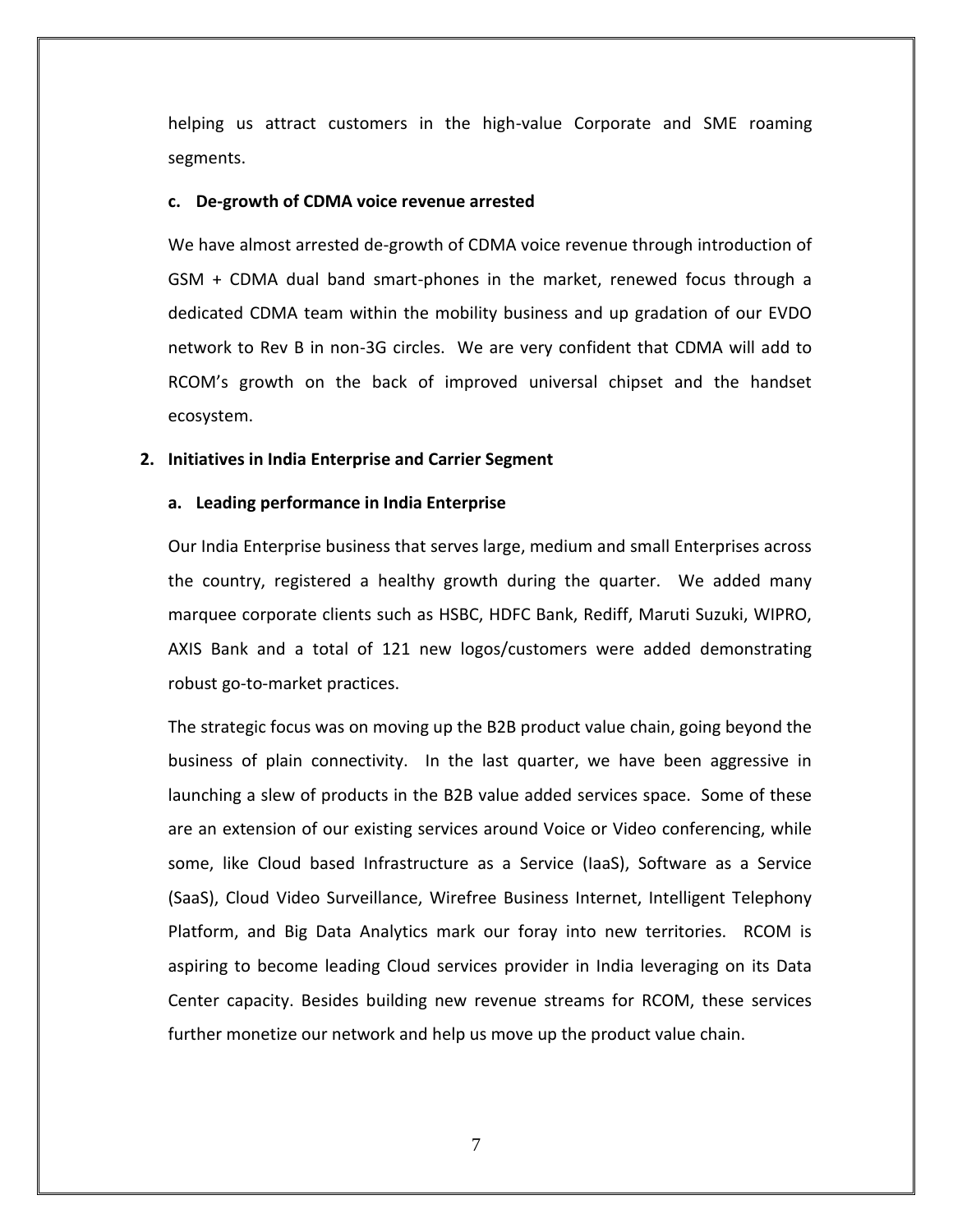helping us attract customers in the high-value Corporate and SME roaming segments.

**c. De-growth of CDMA voice revenue arrested**

We have almost arrested de-growth of CDMA voice revenue through introduction of GSM + CDMA dual band smart-phones in the market, renewed focus through a dedicated CDMA team within the mobility business and up gradation of our EVDO network to Rev B in non-3G circles. We are very confident that CDMA will add to RCOM's growth on the back of improved universal chipset and the handset ecosystem.

**2. Initiatives in India Enterprise and Carrier Segment**

**a. Leading performance in India Enterprise**

Our India Enterprise business that serves large, medium and small Enterprises across the country, registered a healthy growth during the quarter. We added many marquee corporate clients such as HSBC, HDFC Bank, Rediff, Maruti Suzuki, WIPRO, AXIS Bank and a total of 121 new logos/customers were added demonstrating robust go-to-market practices.

The strategic focus was on moving up the B2B product value chain, going beyond the business of plain connectivity. In the last quarter, we have been aggressive in launching a slew of products in the B2B value added services space. Some of these are an extension of our existing services around Voice or Video conferencing, while some, like Cloud based Infrastructure as a Service (IaaS), Software as a Service (SaaS), Cloud Video Surveillance, Wirefree Business Internet, Intelligent Telephony Platform, and Big Data Analytics mark our foray into new territories. RCOM is aspiring to become leading Cloud services provider in India leveraging on its Data Center capacity. Besides building new revenue streams for RCOM, these services further monetize our network and help us move up the product value chain.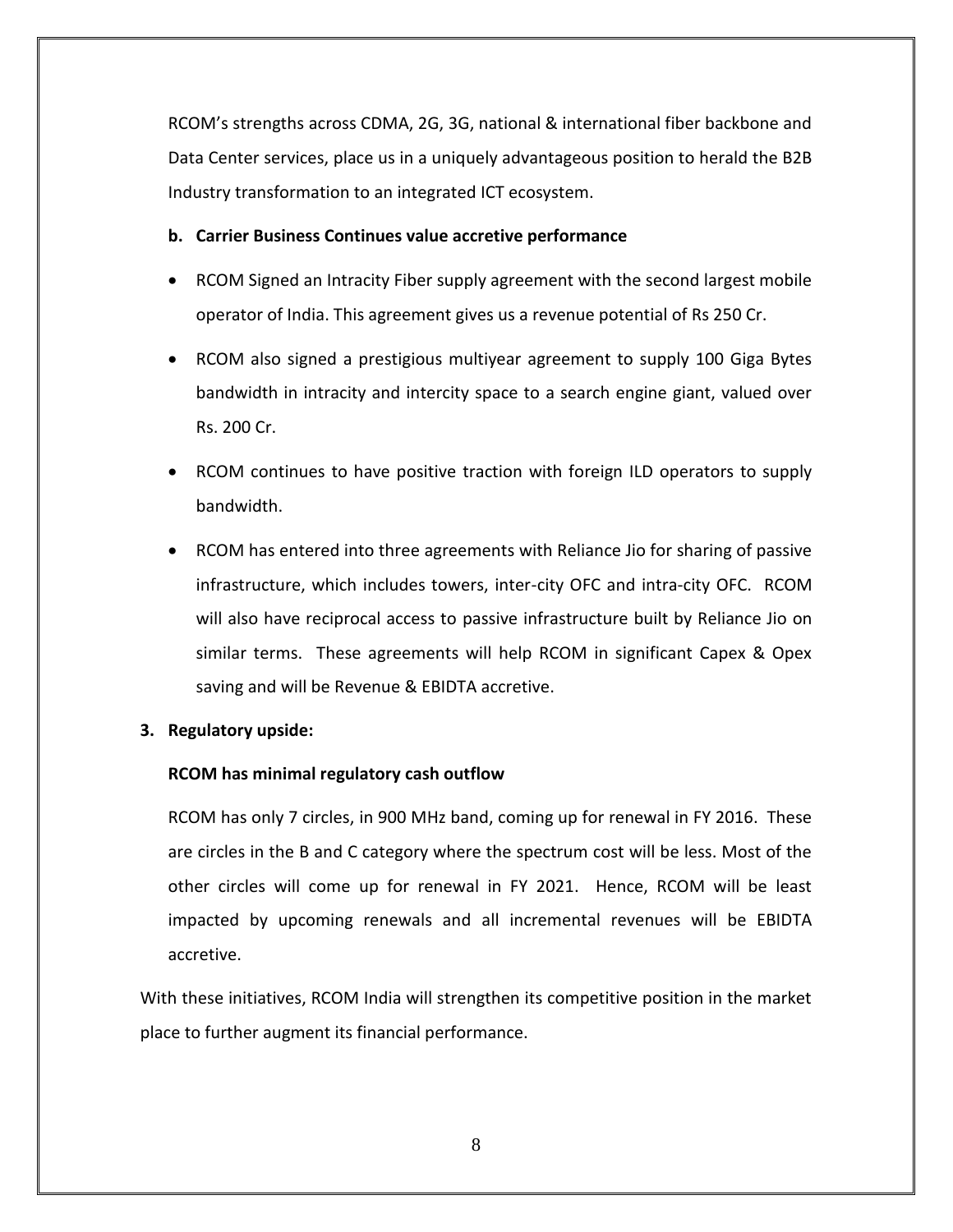RCOM's strengths across CDMA, 2G, 3G, national & international fiber backbone and Data Center services, place us in a uniquely advantageous position to herald the B2B Industry transformation to an integrated ICT ecosystem.

**b. Carrier Business Continues value accretive performance**

- RCOM Signed an Intracity Fiber supply agreement with the second largest mobile operator of India. This agreement gives us a revenue potential of Rs 250 Cr.
- RCOM also signed a prestigious multiyear agreement to supply 100 Giga Bytes bandwidth in intracity and intercity space to a search engine giant, valued over Rs. 200 Cr.
- RCOM continues to have positive traction with foreign ILD operators to supply bandwidth.
- RCOM has entered into three agreements with Reliance Jio for sharing of passive infrastructure, which includes towers, inter-city OFC and intra-city OFC. RCOM will also have reciprocal access to passive infrastructure built by Reliance Jio on similar terms. These agreements will help RCOM in significant Capex & Opex saving and will be Revenue & EBIDTA accretive.

**3. Regulatory upside:**

**RCOM has minimal regulatory cash outflow**

RCOM has only 7 circles, in 900 MHz band, coming up for renewal in FY 2016. These are circles in the B and C category where the spectrum cost will be less. Most of the other circles will come up for renewal in FY 2021. Hence, RCOM will be least impacted by upcoming renewals and all incremental revenues will be EBIDTA accretive.

With these initiatives, RCOM India will strengthen its competitive position in the market place to further augment its financial performance.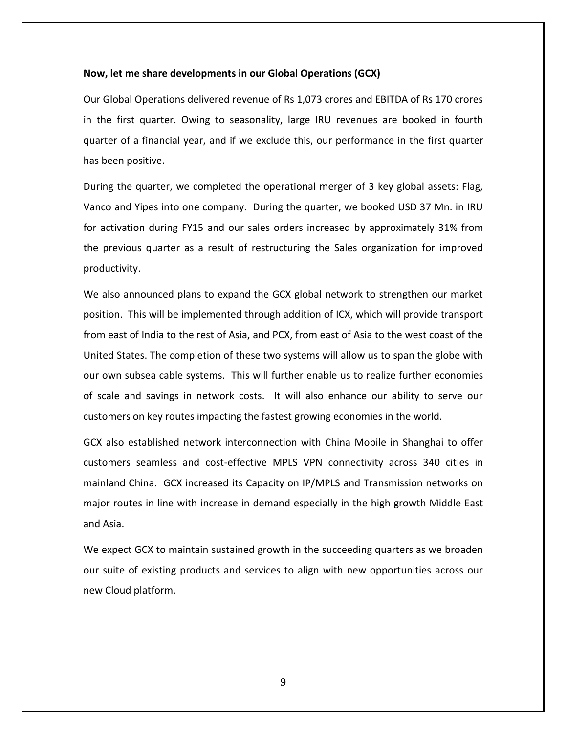**Now, let me share developments in our Global Operations (GCX)**

Our Global Operations delivered revenue of Rs 1,073 crores and EBITDA of Rs 170 crores in the first quarter. Owing to seasonality, large IRU revenues are booked in fourth quarter of a financial year, and if we exclude this, our performance in the first quarter has been positive.

During the quarter, we completed the operational merger of 3 key global assets: Flag, Vanco and Yipes into one company. During the quarter, we booked USD 37 Mn. in IRU for activation during FY15 and our sales orders increased by approximately 31% from the previous quarter as a result of restructuring the Sales organization for improved productivity.

We also announced plans to expand the GCX global network to strengthen our market position. This will be implemented through addition of ICX, which will provide transport from east of India to the rest of Asia, and PCX, from east of Asia to the west coast of the United States. The completion of these two systems will allow us to span the globe with our own subsea cable systems. This will further enable us to realize further economies of scale and savings in network costs. It will also enhance our ability to serve our customers on key routes impacting the fastest growing economies in the world.

GCX also established network interconnection with China Mobile in Shanghai to offer customers seamless and cost-effective MPLS VPN connectivity across 340 cities in mainland China. GCX increased its Capacity on IP/MPLS and Transmission networks on major routes in line with increase in demand especially in the high growth Middle East and Asia.

We expect GCX to maintain sustained growth in the succeeding quarters as we broaden our suite of existing products and services to align with new opportunities across our new Cloud platform.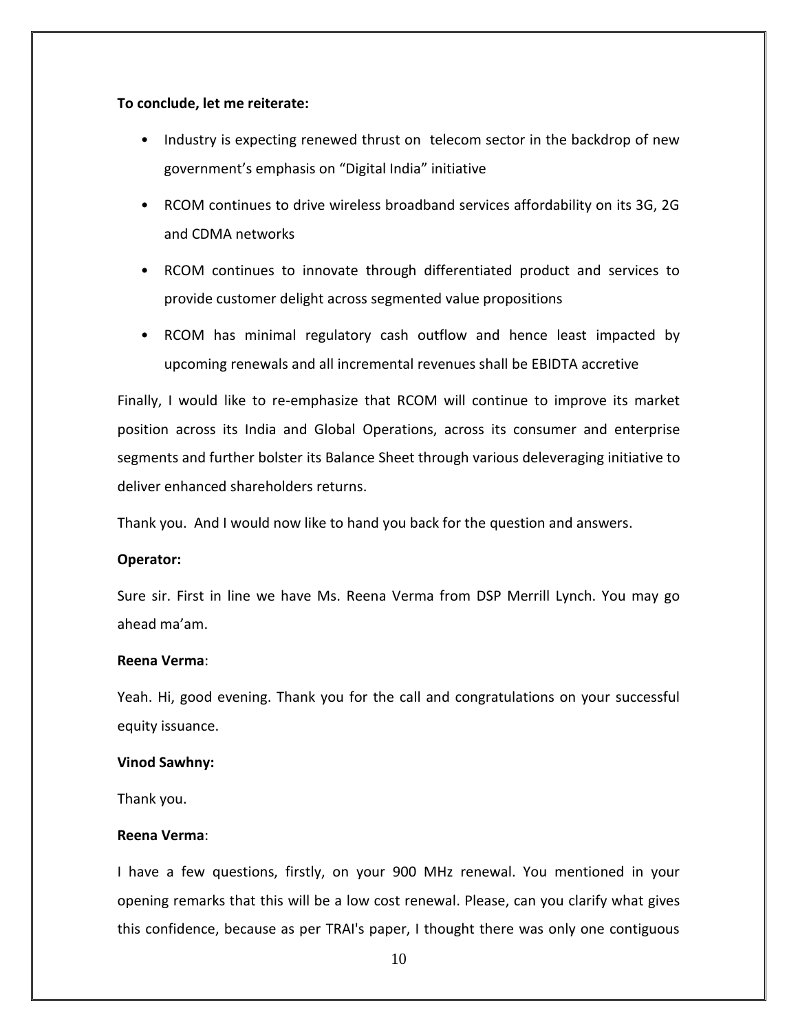**To conclude, let me reiterate:**

- Industry is expecting renewed thrust on  telecom sector in the backdrop of new government's emphasis on "Digital India" initiative
- RCOM continues to drive wireless broadband services affordability on its 3G, 2G and CDMA networks
- RCOM continues to innovate through differentiated product and services to provide customer delight across segmented value propositions
- RCOM has minimal regulatory cash outflow and hence least impacted by upcoming renewals and all incremental revenues shall be EBIDTA accretive

Finally, I would like to re-emphasize that RCOM will continue to improve its market position across its India and Global Operations, across its consumer and enterprise segments and further bolster its Balance Sheet through various deleveraging initiative to deliver enhanced shareholders returns.

Thank you.  And I would now like to hand you back for the question and answers.

**Operator:**

Sure sir. First in line we have Ms. Reena Verma from DSP Merrill Lynch. You may go ahead ma'am.

**Reena Verma**:

Yeah. Hi, good evening. Thank you for the call and congratulations on your successful equity issuance.

**Vinod Sawhny:**

Thank you.

**Reena Verma**:

I have a few questions, firstly, on your 900 MHz renewal. You mentioned in your opening remarks that this will be a low cost renewal. Please, can you clarify what gives this confidence, because as per TRAI's paper, I thought there was only one contiguous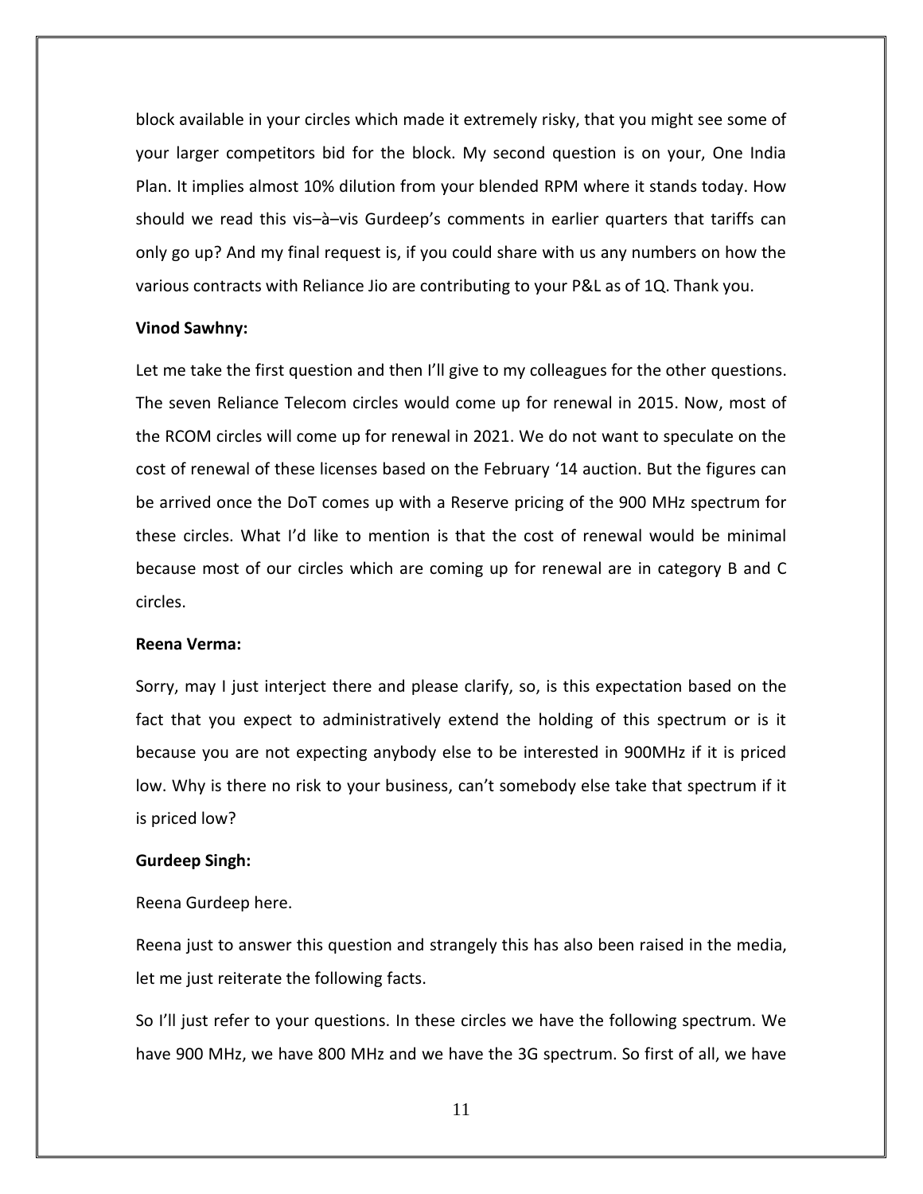block available in your circles which made it extremely risky, that you might see some of your larger competitors bid for the block. My second question is on your, One India Plan. It implies almost 10% dilution from your blended RPM where it stands today. How should we read this vis–à–vis Gurdeep's comments in earlier quarters that tariffs can only go up? And my final request is, if you could share with us any numbers on how the various contracts with Reliance Jio are contributing to your P&L as of 1Q. Thank you.

**Vinod Sawhny:**

Let me take the first question and then I'll give to my colleagues for the other questions. The seven Reliance Telecom circles would come up for renewal in 2015. Now, most of the RCOM circles will come up for renewal in 2021. We do not want to speculate on the cost of renewal of these licenses based on the February '14 auction. But the figures can be arrived once the DoT comes up with a Reserve pricing of the 900 MHz spectrum for these circles. What I'd like to mention is that the cost of renewal would be minimal because most of our circles which are coming up for renewal are in category B and C circles.

**Reena Verma:**

Sorry, may I just interject there and please clarify, so, is this expectation based on the fact that you expect to administratively extend the holding of this spectrum or is it because you are not expecting anybody else to be interested in 900MHz if it is priced low. Why is there no risk to your business, can't somebody else take that spectrum if it is priced low?

**Gurdeep Singh:**

Reena Gurdeep here.

Reena just to answer this question and strangely this has also been raised in the media, let me just reiterate the following facts.

So I'll just refer to your questions. In these circles we have the following spectrum. We have 900 MHz, we have 800 MHz and we have the 3G spectrum. So first of all, we have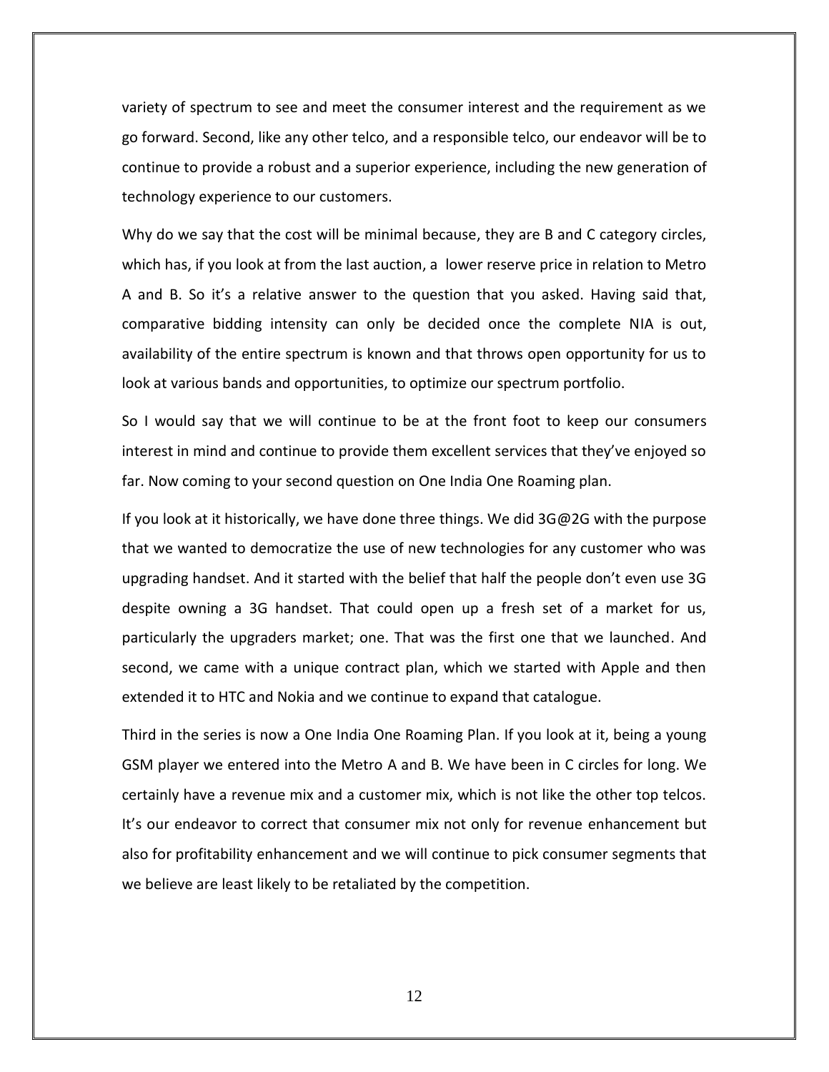variety of spectrum to see and meet the consumer interest and the requirement as we go forward. Second, like any other telco, and a responsible telco, our endeavor will be to continue to provide a robust and a superior experience, including the new generation of technology experience to our customers.

Why do we say that the cost will be minimal because, they are B and C category circles, which has, if you look at from the last auction, a lower reserve price in relation to Metro A and B. So it's a relative answer to the question that you asked. Having said that, comparative bidding intensity can only be decided once the complete NIA is out, availability of the entire spectrum is known and that throws open opportunity for us to look at various bands and opportunities, to optimize our spectrum portfolio.

So I would say that we will continue to be at the front foot to keep our consumers interest in mind and continue to provide them excellent services that they've enjoyed so far. Now coming to your second question on One India One Roaming plan.

If you look at it historically, we have done three things. We did 3G@2G with the purpose that we wanted to democratize the use of new technologies for any customer who was upgrading handset. And it started with the belief that half the people don't even use 3G despite owning a 3G handset. That could open up a fresh set of a market for us, particularly the upgraders market; one. That was the first one that we launched. And second, we came with a unique contract plan, which we started with Apple and then extended it to HTC and Nokia and we continue to expand that catalogue.

Third in the series is now a One India One Roaming Plan. If you look at it, being a young GSM player we entered into the Metro A and B. We have been in C circles for long. We certainly have a revenue mix and a customer mix, which is not like the other top telcos. It's our endeavor to correct that consumer mix not only for revenue enhancement but also for profitability enhancement and we will continue to pick consumer segments that we believe are least likely to be retaliated by the competition.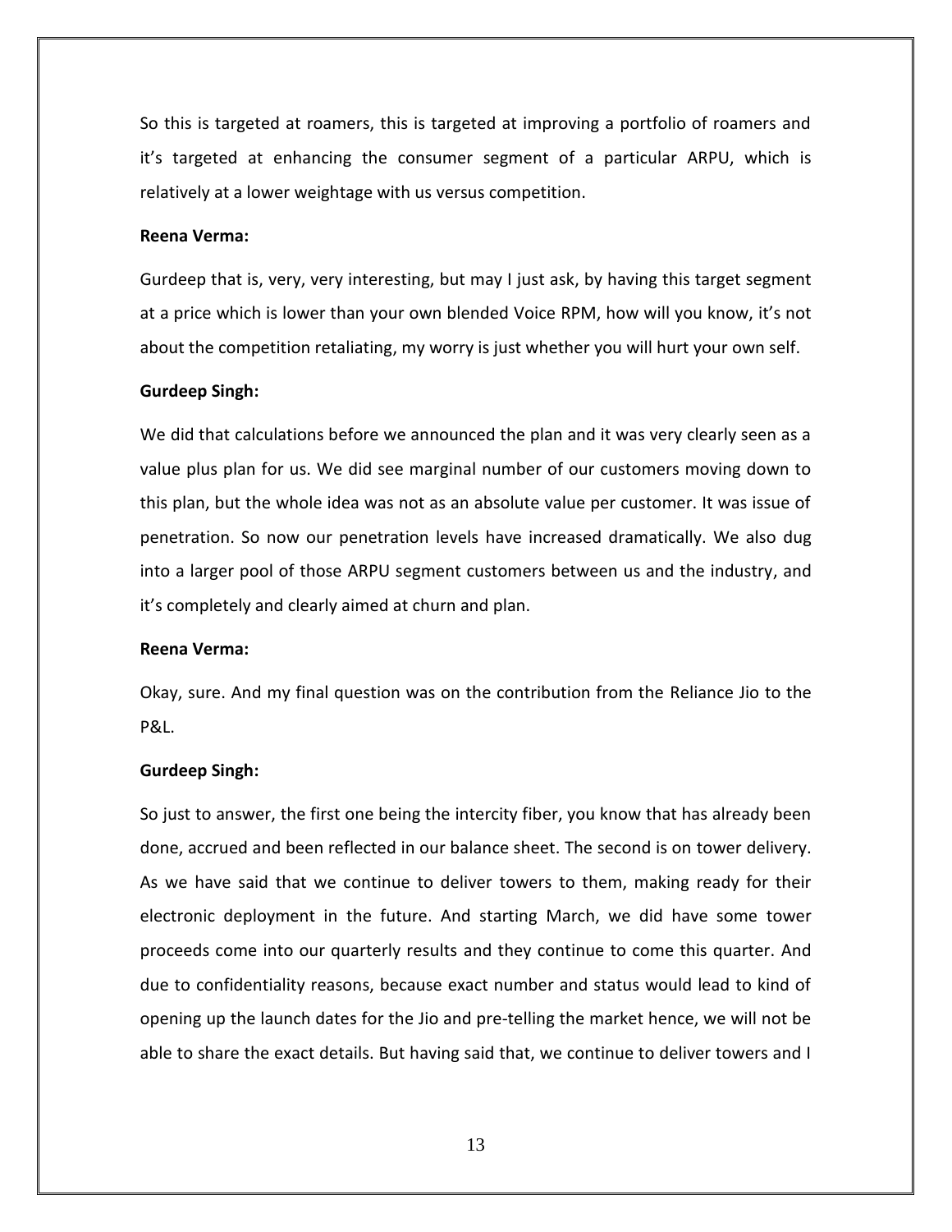So this is targeted at roamers, this is targeted at improving a portfolio of roamers and it's targeted at enhancing the consumer segment of a particular ARPU, which is relatively at a lower weightage with us versus competition.

**Reena Verma:**

Gurdeep that is, very, very interesting, but may I just ask, by having this target segment at a price which is lower than your own blended Voice RPM, how will you know, it's not about the competition retaliating, my worry is just whether you will hurt your own self.

**Gurdeep Singh:**

We did that calculations before we announced the plan and it was very clearly seen as a value plus plan for us. We did see marginal number of our customers moving down to this plan, but the whole idea was not as an absolute value per customer. It was issue of penetration. So now our penetration levels have increased dramatically. We also dug into a larger pool of those ARPU segment customers between us and the industry, and it's completely and clearly aimed at churn and plan.

**Reena Verma:**

Okay, sure. And my final question was on the contribution from the Reliance Jio to the P&L.

**Gurdeep Singh:**

So just to answer, the first one being the intercity fiber, you know that has already been done, accrued and been reflected in our balance sheet. The second is on tower delivery. As we have said that we continue to deliver towers to them, making ready for their electronic deployment in the future. And starting March, we did have some tower proceeds come into our quarterly results and they continue to come this quarter. And due to confidentiality reasons, because exact number and status would lead to kind of opening up the launch dates for the Jio and pre-telling the market hence, we will not be able to share the exact details. But having said that, we continue to deliver towers and I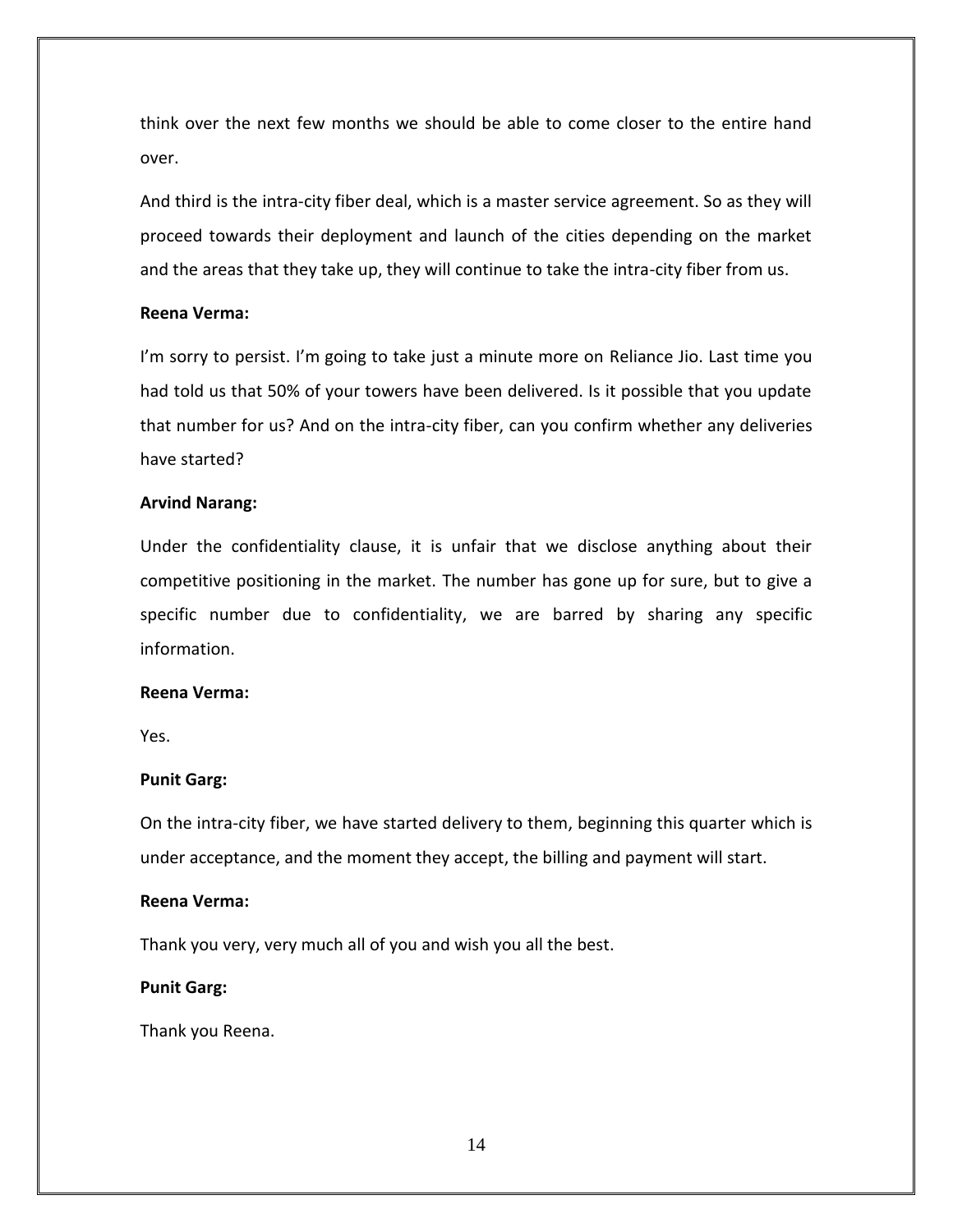think over the next few months we should be able to come closer to the entire hand over.

And third is the intra-city fiber deal, which is a master service agreement. So as they will proceed towards their deployment and launch of the cities depending on the market and the areas that they take up, they will continue to take the intra-city fiber from us.

**Reena Verma:**

I'm sorry to persist. I'm going to take just a minute more on Reliance Jio. Last time you had told us that 50% of your towers have been delivered. Is it possible that you update that number for us? And on the intra-city fiber, can you confirm whether any deliveries have started?

**Arvind Narang:**

Under the confidentiality clause, it is unfair that we disclose anything about their competitive positioning in the market. The number has gone up for sure, but to give a specific number due to confidentiality, we are barred by sharing any specific information.

**Reena Verma:**

Yes.

**Punit Garg:**

On the intra-city fiber, we have started delivery to them, beginning this quarter which is under acceptance, and the moment they accept, the billing and payment will start.

**Reena Verma:**

Thank you very, very much all of you and wish you all the best.

**Punit Garg:**

Thank you Reena.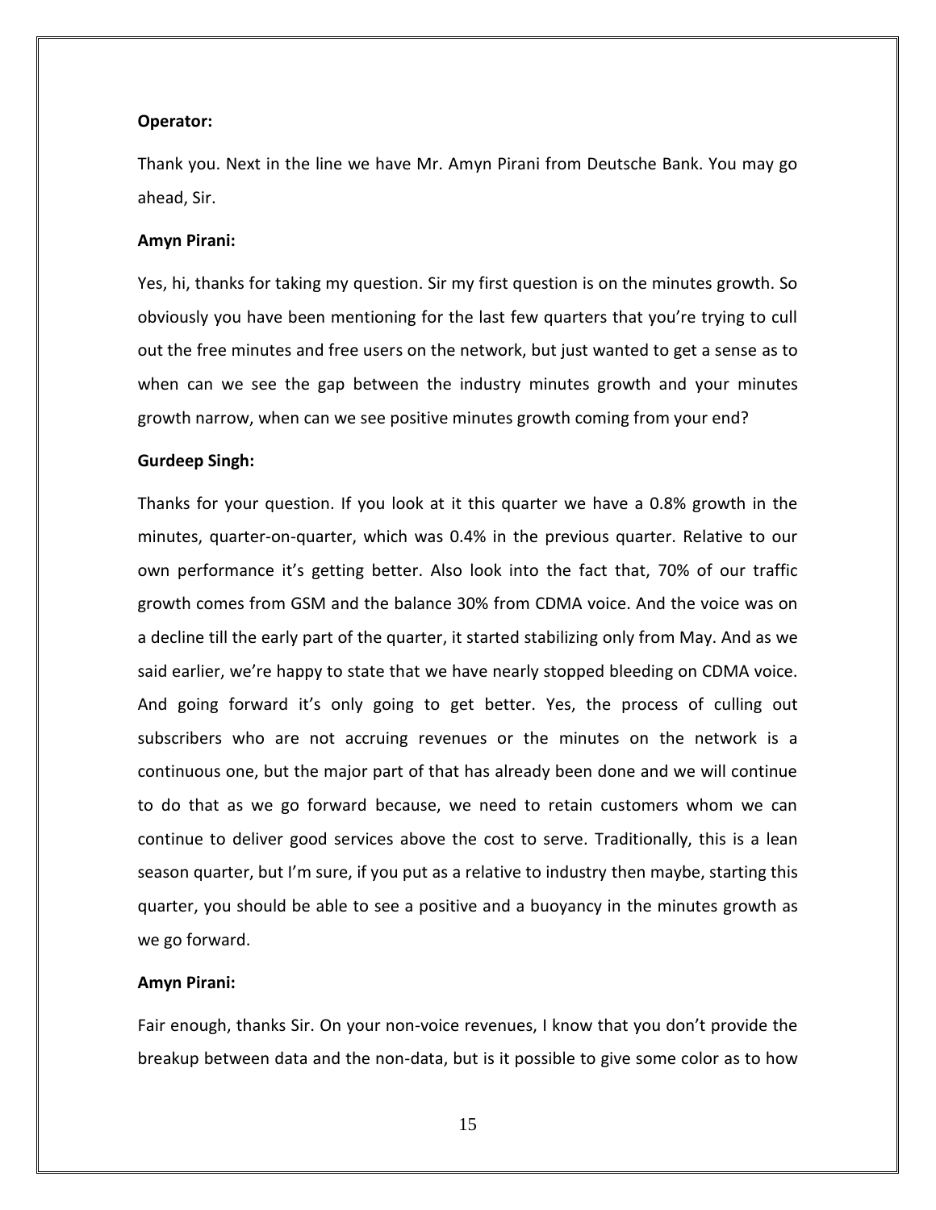**Operator:**

Thank you. Next in the line we have Mr. Amyn Pirani from Deutsche Bank. You may go ahead, Sir.

**Amyn Pirani:**

Yes, hi, thanks for taking my question. Sir my first question is on the minutes growth. So obviously you have been mentioning for the last few quarters that you're trying to cull out the free minutes and free users on the network, but just wanted to get a sense as to when can we see the gap between the industry minutes growth and your minutes growth narrow, when can we see positive minutes growth coming from your end?

**Gurdeep Singh:**

Thanks for your question. If you look at it this quarter we have a 0.8% growth in the minutes, quarter-on-quarter, which was 0.4% in the previous quarter. Relative to our own performance it's getting better. Also look into the fact that, 70% of our traffic growth comes from GSM and the balance 30% from CDMA voice. And the voice was on a decline till the early part of the quarter, it started stabilizing only from May. And as we said earlier, we're happy to state that we have nearly stopped bleeding on CDMA voice. And going forward it's only going to get better. Yes, the process of culling out subscribers who are not accruing revenues or the minutes on the network is a continuous one, but the major part of that has already been done and we will continue to do that as we go forward because, we need to retain customers whom we can continue to deliver good services above the cost to serve. Traditionally, this is a lean season quarter, but I'm sure, if you put as a relative to industry then maybe, starting this quarter, you should be able to see a positive and a buoyancy in the minutes growth as we go forward.

**Amyn Pirani:**

Fair enough, thanks Sir. On your non-voice revenues, I know that you don't provide the breakup between data and the non-data, but is it possible to give some color as to how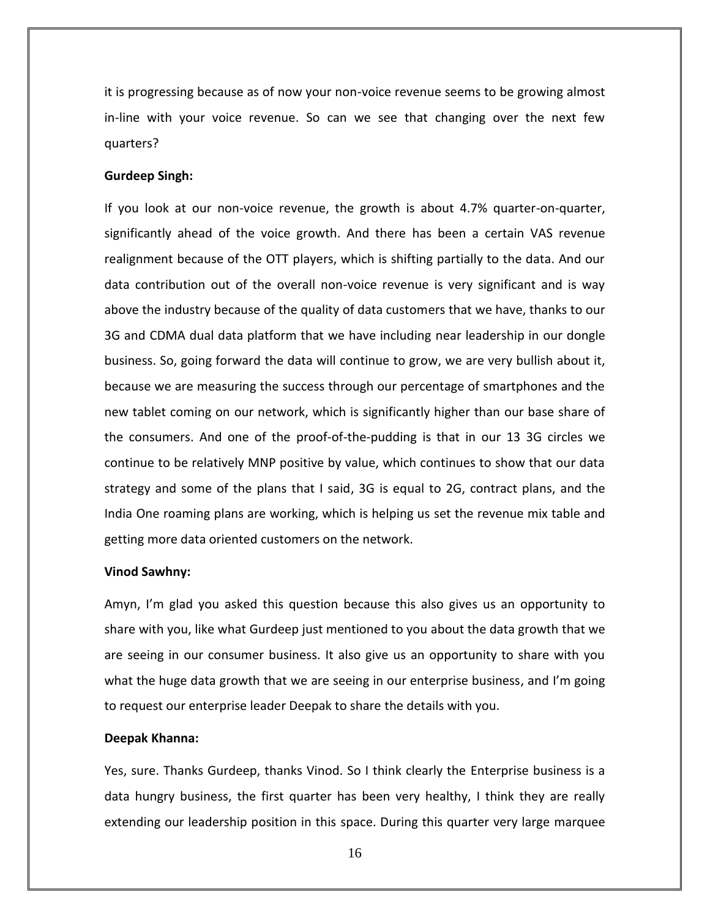it is progressing because as of now your non-voice revenue seems to be growing almost in-line with your voice revenue. So can we see that changing over the next few quarters?

**Gurdeep Singh:**

If you look at our non-voice revenue, the growth is about 4.7% quarter-on-quarter, significantly ahead of the voice growth. And there has been a certain VAS revenue realignment because of the OTT players, which is shifting partially to the data. And our data contribution out of the overall non-voice revenue is very significant and is way above the industry because of the quality of data customers that we have, thanks to our 3G and CDMA dual data platform that we have including near leadership in our dongle business. So, going forward the data will continue to grow, we are very bullish about it, because we are measuring the success through our percentage of smartphones and the new tablet coming on our network, which is significantly higher than our base share of the consumers. And one of the proof-of-the-pudding is that in our 13 3G circles we continue to be relatively MNP positive by value, which continues to show that our data strategy and some of the plans that I said, 3G is equal to 2G, contract plans, and the India One roaming plans are working, which is helping us set the revenue mix table and getting more data oriented customers on the network.

**Vinod Sawhny:**

Amyn, I'm glad you asked this question because this also gives us an opportunity to share with you, like what Gurdeep just mentioned to you about the data growth that we are seeing in our consumer business. It also give us an opportunity to share with you what the huge data growth that we are seeing in our enterprise business, and I'm going to request our enterprise leader Deepak to share the details with you.

**Deepak Khanna:**

Yes, sure. Thanks Gurdeep, thanks Vinod. So I think clearly the Enterprise business is a data hungry business, the first quarter has been very healthy, I think they are really extending our leadership position in this space. During this quarter very large marquee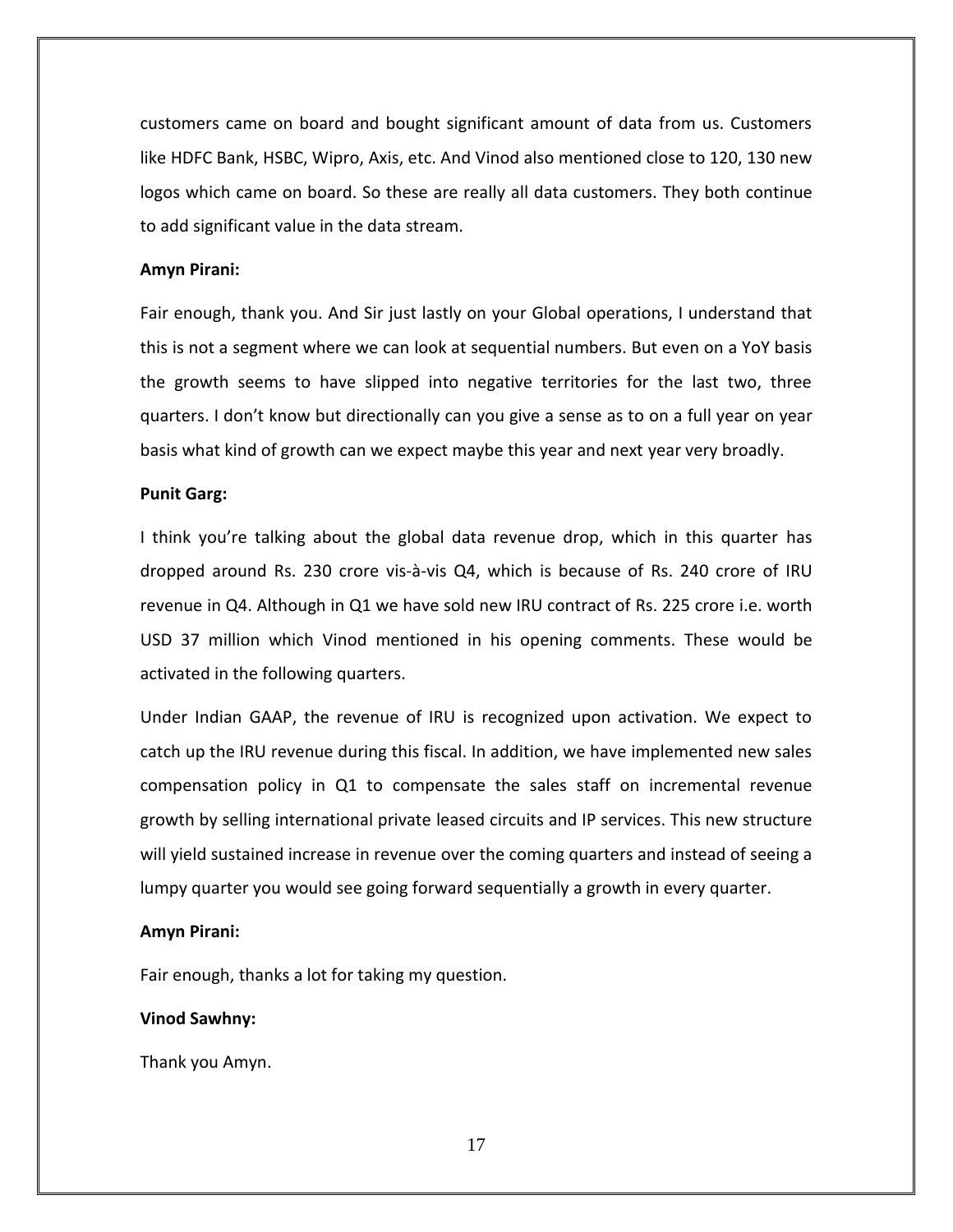customers came on board and bought significant amount of data from us. Customers like HDFC Bank, HSBC, Wipro, Axis, etc. And Vinod also mentioned close to 120, 130 new logos which came on board. So these are really all data customers. They both continue to add significant value in the data stream.

**Amyn Pirani:**

Fair enough, thank you. And Sir just lastly on your Global operations, I understand that this is not a segment where we can look at sequential numbers. But even on a YoY basis the growth seems to have slipped into negative territories for the last two, three quarters. I don't know but directionally can you give a sense as to on a full year on year basis what kind of growth can we expect maybe this year and next year very broadly.

**Punit Garg:**

I think you're talking about the global data revenue drop, which in this quarter has dropped around Rs. 230 crore vis-à-vis Q4, which is because of Rs. 240 crore of IRU revenue in Q4. Although in Q1 we have sold new IRU contract of Rs. 225 crore i.e. worth USD 37 million which Vinod mentioned in his opening comments. These would be activated in the following quarters.

Under Indian GAAP, the revenue of IRU is recognized upon activation. We expect to catch up the IRU revenue during this fiscal. In addition, we have implemented new sales compensation policy in Q1 to compensate the sales staff on incremental revenue growth by selling international private leased circuits and IP services. This new structure will yield sustained increase in revenue over the coming quarters and instead of seeing a lumpy quarter you would see going forward sequentially a growth in every quarter.

**Amyn Pirani:**

Fair enough, thanks a lot for taking my question.

**Vinod Sawhny:**

Thank you Amyn.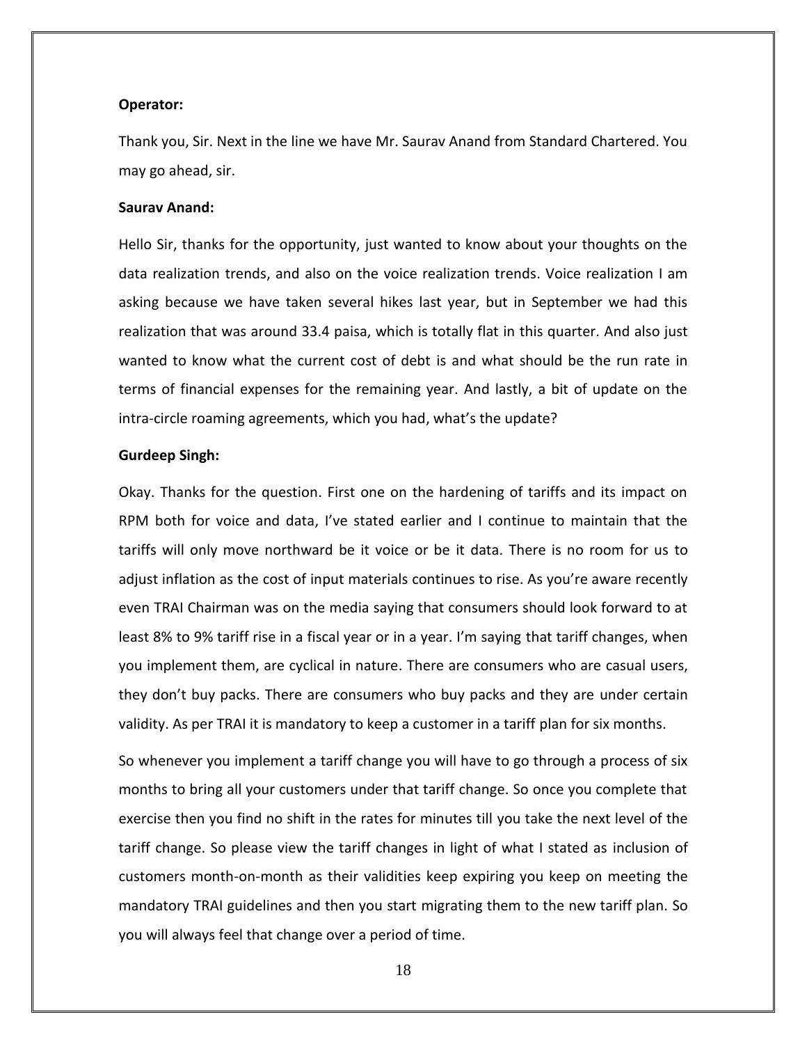**Operator:**

Thank you, Sir. Next in the line we have Mr. Saurav Anand from Standard Chartered. You may go ahead, sir.

**Saurav Anand:**

Hello Sir, thanks for the opportunity, just wanted to know about your thoughts on the data realization trends, and also on the voice realization trends. Voice realization I am asking because we have taken several hikes last year, but in September we had this realization that was around 33.4 paisa, which is totally flat in this quarter. And also just wanted to know what the current cost of debt is and what should be the run rate in terms of financial expenses for the remaining year. And lastly, a bit of update on the intra-circle roaming agreements, which you had, what's the update?

**Gurdeep Singh:**

Okay. Thanks for the question. First one on the hardening of tariffs and its impact on RPM both for voice and data, I've stated earlier and I continue to maintain that the tariffs will only move northward be it voice or be it data. There is no room for us to adjust inflation as the cost of input materials continues to rise. As you're aware recently even TRAI Chairman was on the media saying that consumers should look forward to at least 8% to 9% tariff rise in a fiscal year or in a year. I'm saying that tariff changes, when you implement them, are cyclical in nature. There are consumers who are casual users, they don't buy packs. There are consumers who buy packs and they are under certain validity. As per TRAI it is mandatory to keep a customer in a tariff plan for six months.

So whenever you implement a tariff change you will have to go through a process of six months to bring all your customers under that tariff change. So once you complete that exercise then you find no shift in the rates for minutes till you take the next level of the tariff change. So please view the tariff changes in light of what I stated as inclusion of customers month-on-month as their validities keep expiring you keep on meeting the mandatory TRAI guidelines and then you start migrating them to the new tariff plan. So you will always feel that change over a period of time.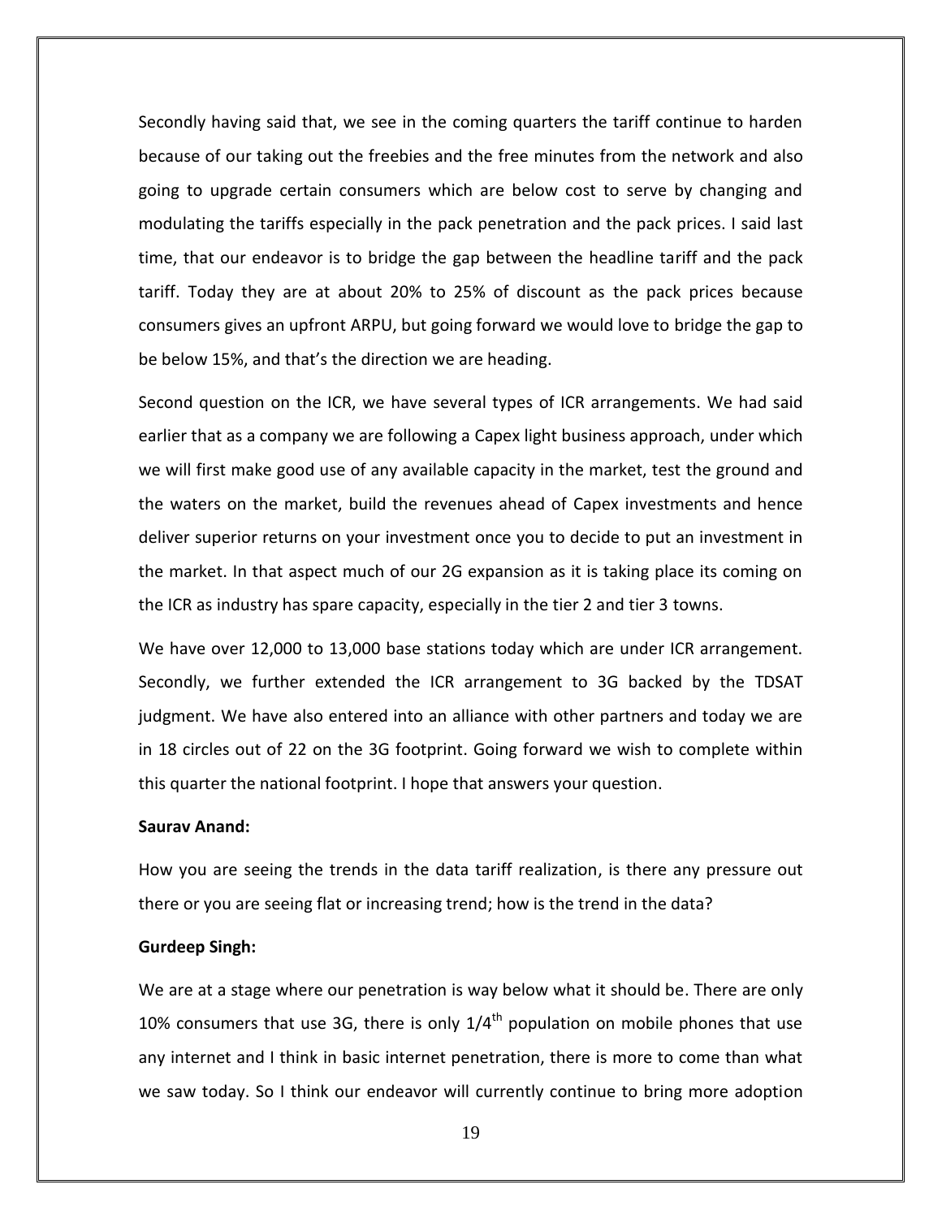Secondly having said that, we see in the coming quarters the tariff continue to harden because of our taking out the freebies and the free minutes from the network and also going to upgrade certain consumers which are below cost to serve by changing and modulating the tariffs especially in the pack penetration and the pack prices. I said last time, that our endeavor is to bridge the gap between the headline tariff and the pack tariff. Today they are at about 20% to 25% of discount as the pack prices because consumers gives an upfront ARPU, but going forward we would love to bridge the gap to be below 15%, and that's the direction we are heading.

Second question on the ICR, we have several types of ICR arrangements. We had said earlier that as a company we are following a Capex light business approach, under which we will first make good use of any available capacity in the market, test the ground and the waters on the market, build the revenues ahead of Capex investments and hence deliver superior returns on your investment once you to decide to put an investment in the market. In that aspect much of our 2G expansion as it is taking place its coming on the ICR as industry has spare capacity, especially in the tier 2 and tier 3 towns.

We have over 12,000 to 13,000 base stations today which are under ICR arrangement. Secondly, we further extended the ICR arrangement to 3G backed by the TDSAT judgment. We have also entered into an alliance with other partners and today we are in 18 circles out of 22 on the 3G footprint. Going forward we wish to complete within this quarter the national footprint. I hope that answers your question.

**Saurav Anand:**

How you are seeing the trends in the data tariff realization, is there any pressure out there or you are seeing flat or increasing trend; how is the trend in the data?

**Gurdeep Singh:**

We are at a stage where our penetration is way below what it should be. There are only 10% consumers that use 3G, there is only $1/4^{th}$ population on mobile phones that use any internet and I think in basic internet penetration, there is more to come than what we saw today. So I think our endeavor will currently continue to bring more adoption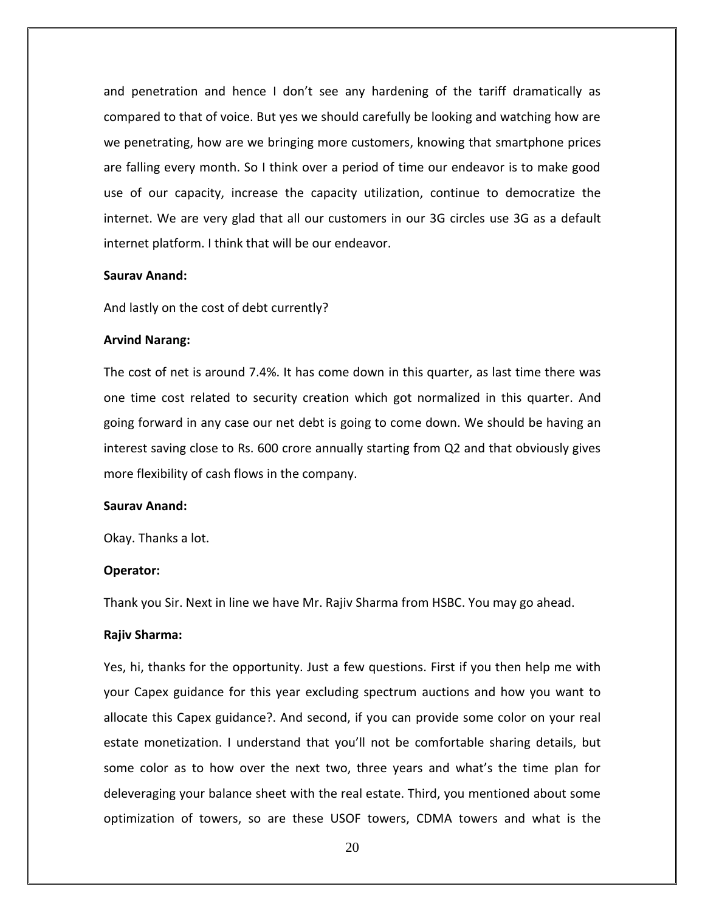and penetration and hence I don't see any hardening of the tariff dramatically as compared to that of voice. But yes we should carefully be looking and watching how are we penetrating, how are we bringing more customers, knowing that smartphone prices are falling every month. So I think over a period of time our endeavor is to make good use of our capacity, increase the capacity utilization, continue to democratize the internet. We are very glad that all our customers in our 3G circles use 3G as a default internet platform. I think that will be our endeavor.

**Saurav Anand:**

And lastly on the cost of debt currently?

**Arvind Narang:**

The cost of net is around 7.4%. It has come down in this quarter, as last time there was one time cost related to security creation which got normalized in this quarter. And going forward in any case our net debt is going to come down. We should be having an interest saving close to Rs. 600 crore annually starting from Q2 and that obviously gives more flexibility of cash flows in the company.

**Saurav Anand:**

Okay. Thanks a lot.

**Operator:**

Thank you Sir. Next in line we have Mr. Rajiv Sharma from HSBC. You may go ahead.

**Rajiv Sharma:**

Yes, hi, thanks for the opportunity. Just a few questions. First if you then help me with your Capex guidance for this year excluding spectrum auctions and how you want to allocate this Capex guidance?. And second, if you can provide some color on your real estate monetization. I understand that you'll not be comfortable sharing details, but some color as to how over the next two, three years and what's the time plan for deleveraging your balance sheet with the real estate. Third, you mentioned about some optimization of towers, so are these USOF towers, CDMA towers and what is the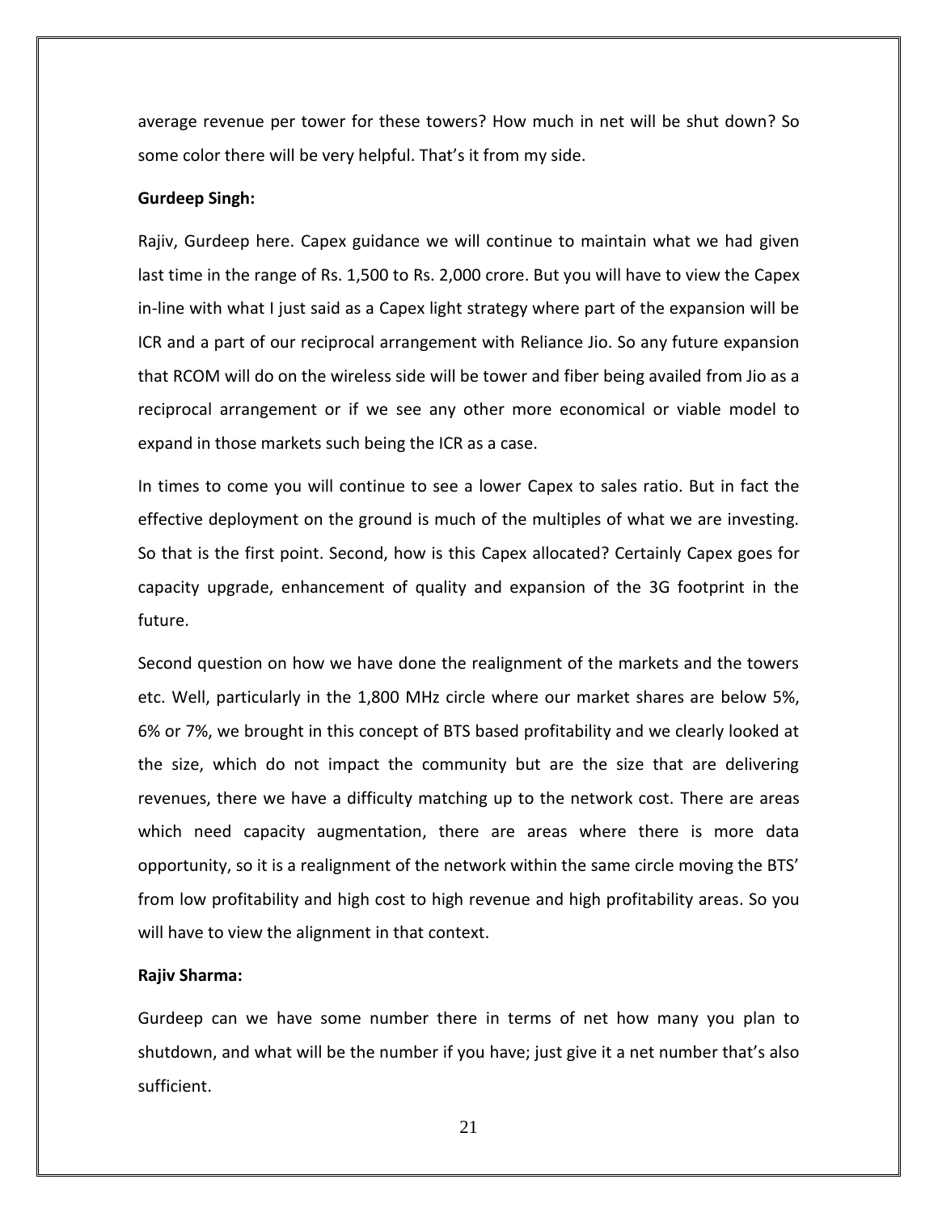average revenue per tower for these towers? How much in net will be shut down? So some color there will be very helpful. That's it from my side.

**Gurdeep Singh:**

Rajiv, Gurdeep here. Capex guidance we will continue to maintain what we had given last time in the range of Rs. 1,500 to Rs. 2,000 crore. But you will have to view the Capex in-line with what I just said as a Capex light strategy where part of the expansion will be ICR and a part of our reciprocal arrangement with Reliance Jio. So any future expansion that RCOM will do on the wireless side will be tower and fiber being availed from Jio as a reciprocal arrangement or if we see any other more economical or viable model to expand in those markets such being the ICR as a case.

In times to come you will continue to see a lower Capex to sales ratio. But in fact the effective deployment on the ground is much of the multiples of what we are investing. So that is the first point. Second, how is this Capex allocated? Certainly Capex goes for capacity upgrade, enhancement of quality and expansion of the 3G footprint in the future.

Second question on how we have done the realignment of the markets and the towers etc. Well, particularly in the 1,800 MHz circle where our market shares are below 5%, 6% or 7%, we brought in this concept of BTS based profitability and we clearly looked at the size, which do not impact the community but are the size that are delivering revenues, there we have a difficulty matching up to the network cost. There are areas which need capacity augmentation, there are areas where there is more data opportunity, so it is a realignment of the network within the same circle moving the BTS' from low profitability and high cost to high revenue and high profitability areas. So you will have to view the alignment in that context.

**Rajiv Sharma:**

Gurdeep can we have some number there in terms of net how many you plan to shutdown, and what will be the number if you have; just give it a net number that's also sufficient.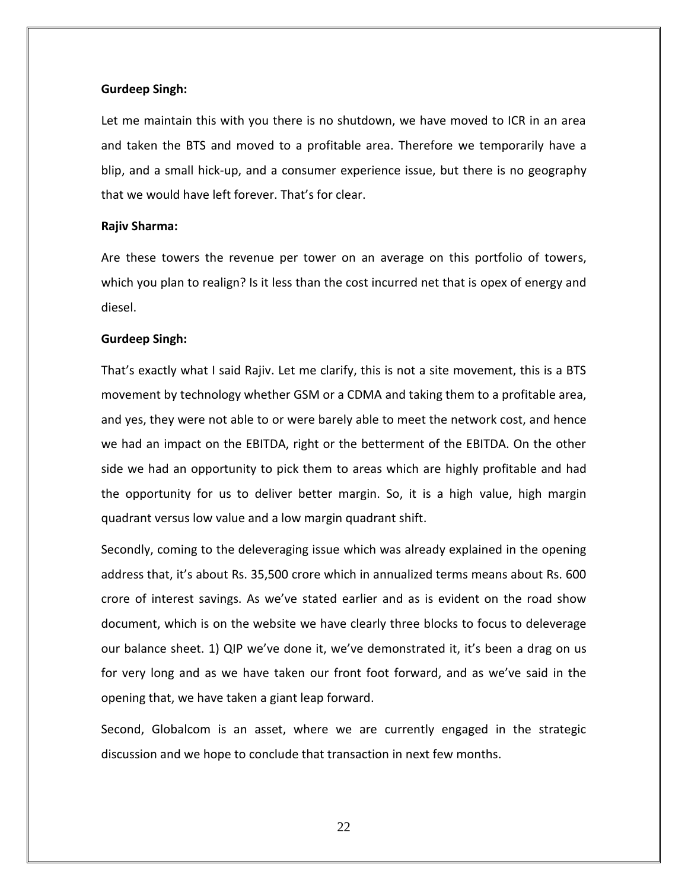**Gurdeep Singh:**

Let me maintain this with you there is no shutdown, we have moved to ICR in an area and taken the BTS and moved to a profitable area. Therefore we temporarily have a blip, and a small hick-up, and a consumer experience issue, but there is no geography that we would have left forever. That's for clear.

**Rajiv Sharma:**

Are these towers the revenue per tower on an average on this portfolio of towers, which you plan to realign? Is it less than the cost incurred net that is opex of energy and diesel.

**Gurdeep Singh:**

That's exactly what I said Rajiv. Let me clarify, this is not a site movement, this is a BTS movement by technology whether GSM or a CDMA and taking them to a profitable area, and yes, they were not able to or were barely able to meet the network cost, and hence we had an impact on the EBITDA, right or the betterment of the EBITDA. On the other side we had an opportunity to pick them to areas which are highly profitable and had the opportunity for us to deliver better margin. So, it is a high value, high margin quadrant versus low value and a low margin quadrant shift.

Secondly, coming to the deleveraging issue which was already explained in the opening address that, it's about Rs. 35,500 crore which in annualized terms means about Rs. 600 crore of interest savings. As we've stated earlier and as is evident on the road show document, which is on the website we have clearly three blocks to focus to deleverage our balance sheet. 1) QIP we've done it, we've demonstrated it, it's been a drag on us for very long and as we have taken our front foot forward, and as we've said in the opening that, we have taken a giant leap forward.

Second, Globalcom is an asset, where we are currently engaged in the strategic discussion and we hope to conclude that transaction in next few months.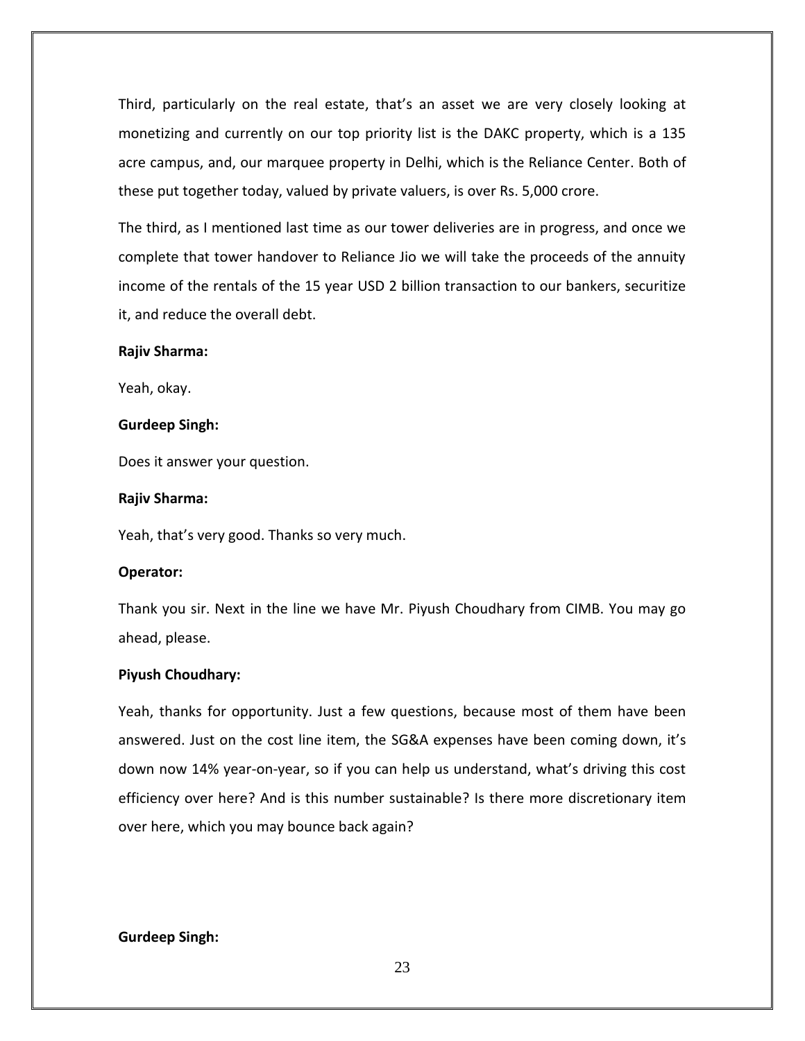Third, particularly on the real estate, that's an asset we are very closely looking at monetizing and currently on our top priority list is the DAKC property, which is a 135 acre campus, and, our marquee property in Delhi, which is the Reliance Center. Both of these put together today, valued by private valuers, is over Rs. 5,000 crore.

The third, as I mentioned last time as our tower deliveries are in progress, and once we complete that tower handover to Reliance Jio we will take the proceeds of the annuity income of the rentals of the 15 year USD 2 billion transaction to our bankers, securitize it, and reduce the overall debt.

**Rajiv Sharma:**

Yeah, okay.

**Gurdeep Singh:**

Does it answer your question.

**Rajiv Sharma:**

Yeah, that's very good. Thanks so very much.

**Operator:**

Thank you sir. Next in the line we have Mr. Piyush Choudhary from CIMB. You may go ahead, please.

**Piyush Choudhary:**

Yeah, thanks for opportunity. Just a few questions, because most of them have been answered. Just on the cost line item, the SG&A expenses have been coming down, it's down now 14% year-on-year, so if you can help us understand, what's driving this cost efficiency over here? And is this number sustainable? Is there more discretionary item over here, which you may bounce back again?

**Gurdeep Singh:**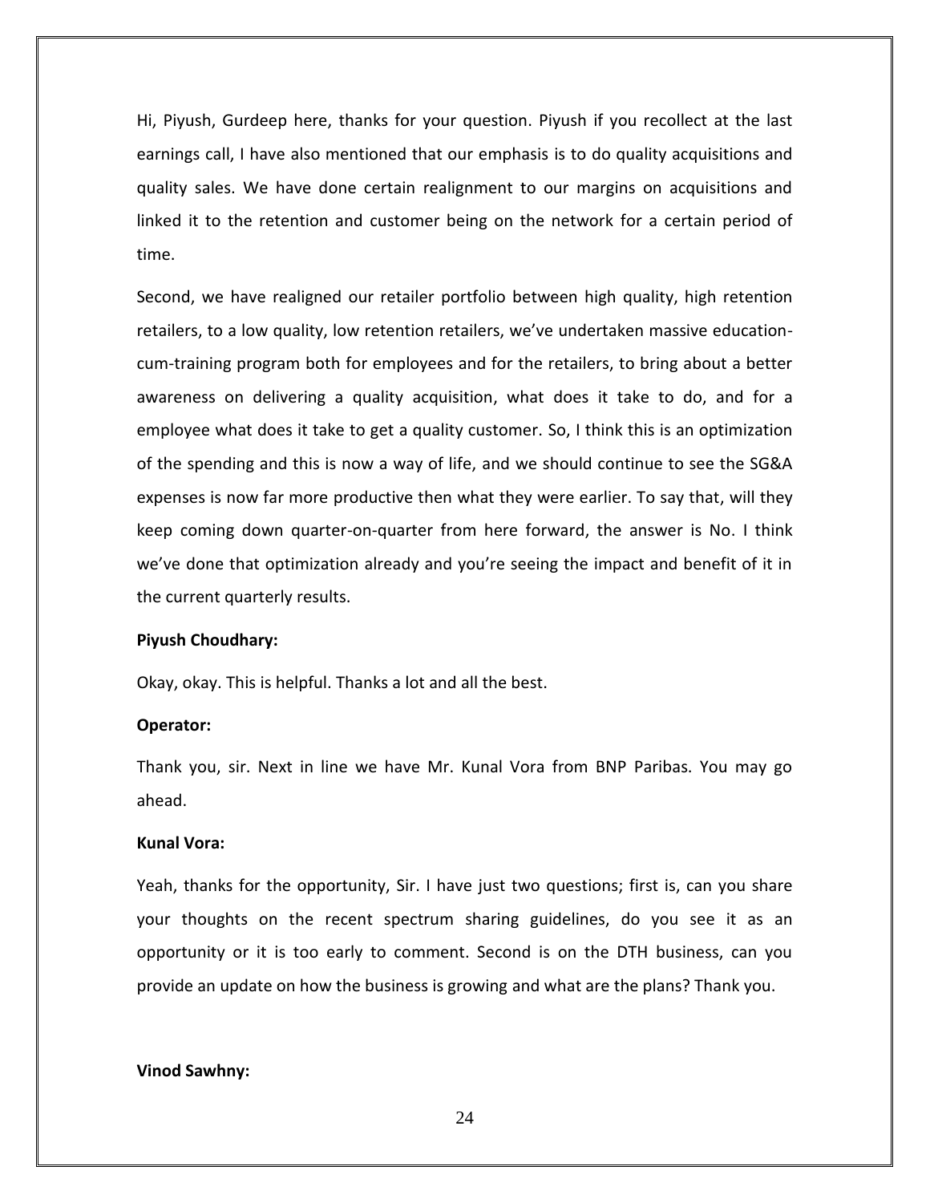Hi, Piyush, Gurdeep here, thanks for your question. Piyush if you recollect at the last earnings call, I have also mentioned that our emphasis is to do quality acquisitions and quality sales. We have done certain realignment to our margins on acquisitions and linked it to the retention and customer being on the network for a certain period of time.

Second, we have realigned our retailer portfolio between high quality, high retention retailers, to a low quality, low retention retailers, we've undertaken massive education-cum-training program both for employees and for the retailers, to bring about a better awareness on delivering a quality acquisition, what does it take to do, and for a employee what does it take to get a quality customer. So, I think this is an optimization of the spending and this is now a way of life, and we should continue to see the SG&A expenses is now far more productive then what they were earlier. To say that, will they keep coming down quarter-on-quarter from here forward, the answer is No. I think we've done that optimization already and you're seeing the impact and benefit of it in the current quarterly results.

**Piyush Choudhary:**

Okay, okay. This is helpful. Thanks a lot and all the best.

**Operator:**

Thank you, sir. Next in line we have Mr. Kunal Vora from BNP Paribas. You may go ahead.

**Kunal Vora:**

Yeah, thanks for the opportunity, Sir. I have just two questions; first is, can you share your thoughts on the recent spectrum sharing guidelines, do you see it as an opportunity or it is too early to comment. Second is on the DTH business, can you provide an update on how the business is growing and what are the plans? Thank you.

**Vinod Sawhny:**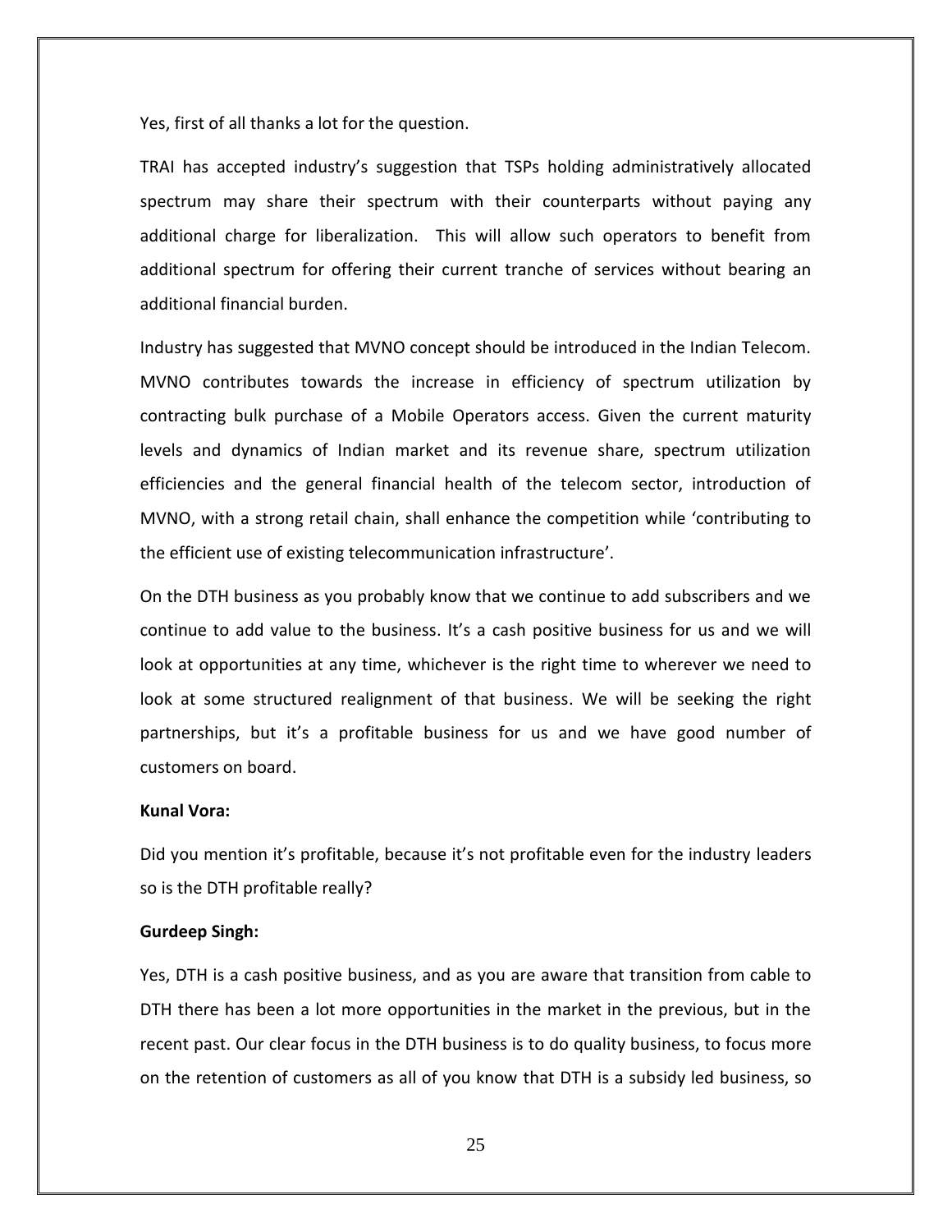Yes, first of all thanks a lot for the question.

TRAI has accepted industry's suggestion that TSPs holding administratively allocated spectrum may share their spectrum with their counterparts without paying any additional charge for liberalization. This will allow such operators to benefit from additional spectrum for offering their current tranche of services without bearing an additional financial burden.

Industry has suggested that MVNO concept should be introduced in the Indian Telecom. MVNO contributes towards the increase in efficiency of spectrum utilization by contracting bulk purchase of a Mobile Operators access. Given the current maturity levels and dynamics of Indian market and its revenue share, spectrum utilization efficiencies and the general financial health of the telecom sector, introduction of MVNO, with a strong retail chain, shall enhance the competition while 'contributing to the efficient use of existing telecommunication infrastructure'.

On the DTH business as you probably know that we continue to add subscribers and we continue to add value to the business. It's a cash positive business for us and we will look at opportunities at any time, whichever is the right time to wherever we need to look at some structured realignment of that business. We will be seeking the right partnerships, but it's a profitable business for us and we have good number of customers on board.

**Kunal Vora:**

Did you mention it's profitable, because it's not profitable even for the industry leaders so is the DTH profitable really?

**Gurdeep Singh:**

Yes, DTH is a cash positive business, and as you are aware that transition from cable to DTH there has been a lot more opportunities in the market in the previous, but in the recent past. Our clear focus in the DTH business is to do quality business, to focus more on the retention of customers as all of you know that DTH is a subsidy led business, so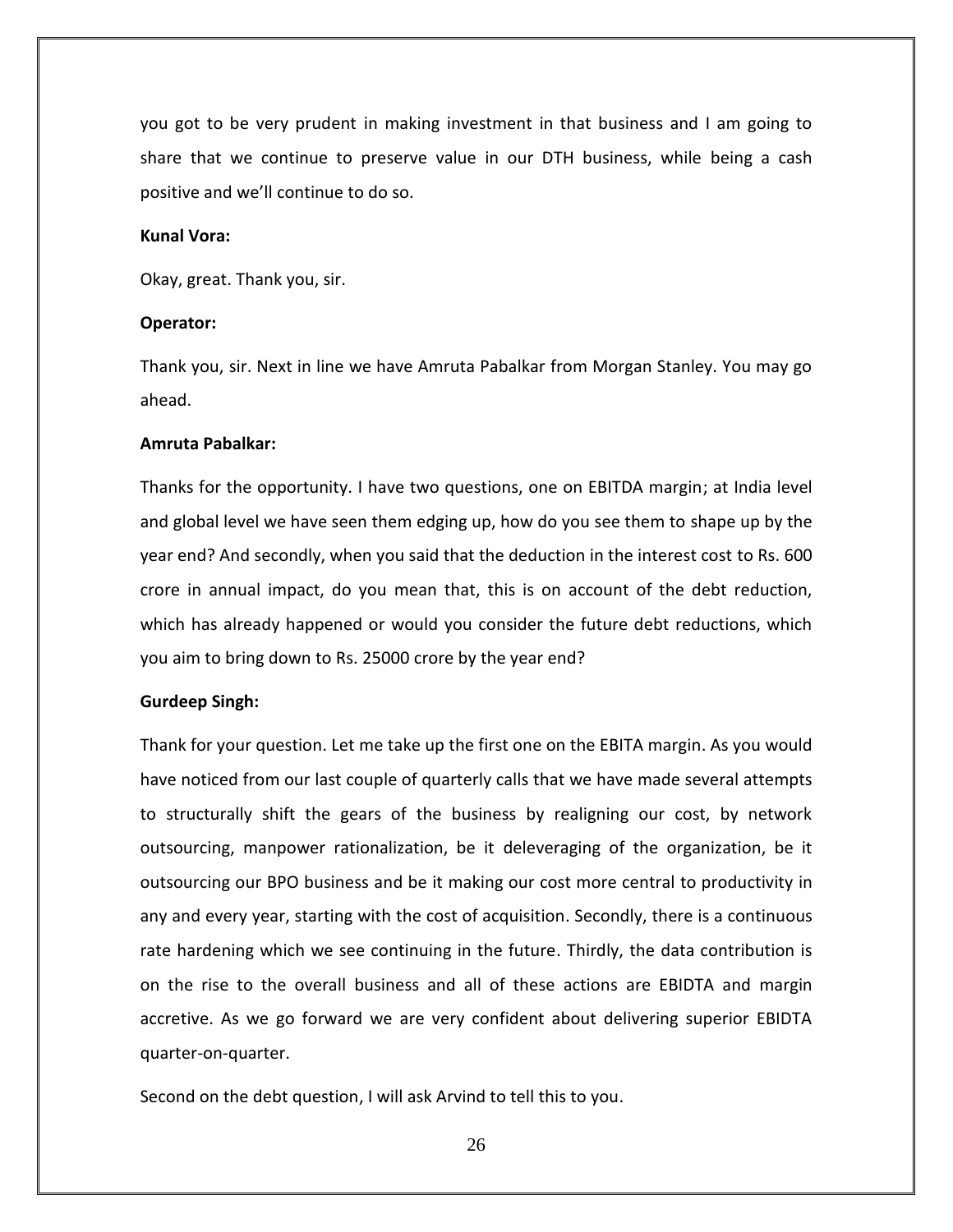you got to be very prudent in making investment in that business and I am going to share that we continue to preserve value in our DTH business, while being a cash positive and we'll continue to do so.

**Kunal Vora:**

Okay, great. Thank you, sir.

**Operator:**

Thank you, sir. Next in line we have Amruta Pabalkar from Morgan Stanley. You may go ahead.

**Amruta Pabalkar:**

Thanks for the opportunity. I have two questions, one on EBITDA margin; at India level and global level we have seen them edging up, how do you see them to shape up by the year end? And secondly, when you said that the deduction in the interest cost to Rs. 600 crore in annual impact, do you mean that, this is on account of the debt reduction, which has already happened or would you consider the future debt reductions, which you aim to bring down to Rs. 25000 crore by the year end?

**Gurdeep Singh:**

Thank for your question. Let me take up the first one on the EBITA margin. As you would have noticed from our last couple of quarterly calls that we have made several attempts to structurally shift the gears of the business by realigning our cost, by network outsourcing, manpower rationalization, be it deleveraging of the organization, be it outsourcing our BPO business and be it making our cost more central to productivity in any and every year, starting with the cost of acquisition. Secondly, there is a continuous rate hardening which we see continuing in the future. Thirdly, the data contribution is on the rise to the overall business and all of these actions are EBIDTA and margin accretive. As we go forward we are very confident about delivering superior EBIDTA quarter-on-quarter.

Second on the debt question, I will ask Arvind to tell this to you.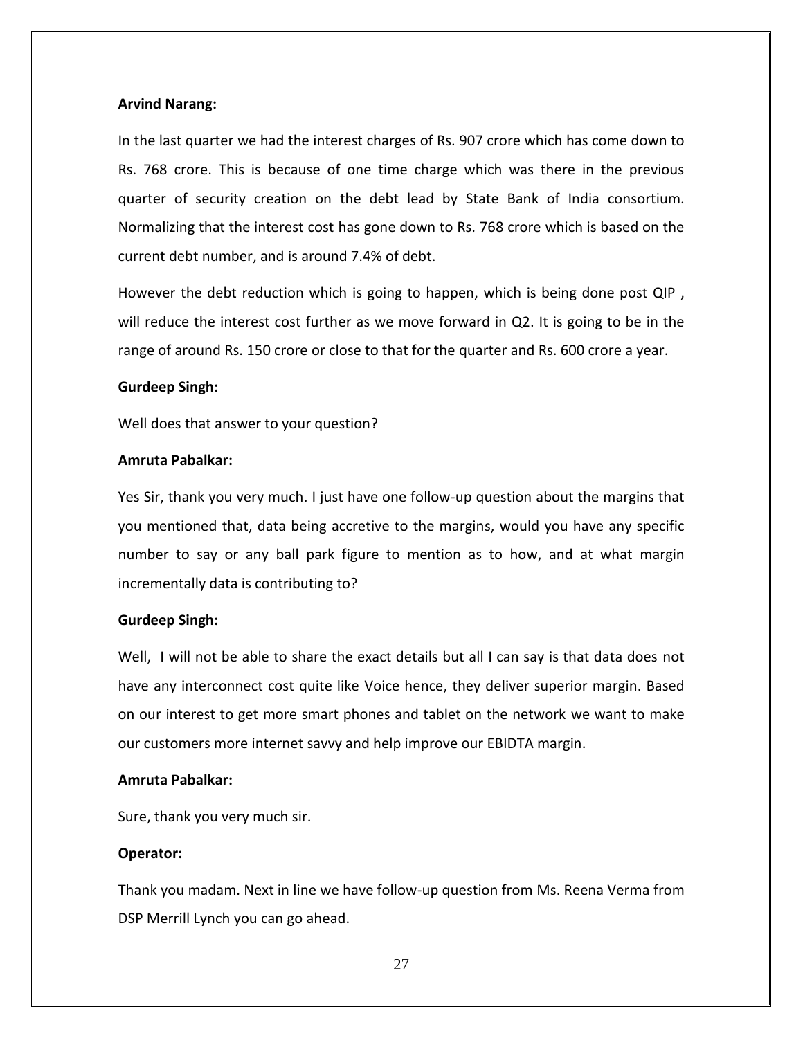**Arvind Narang:**

In the last quarter we had the interest charges of Rs. 907 crore which has come down to Rs. 768 crore. This is because of one time charge which was there in the previous quarter of security creation on the debt lead by State Bank of India consortium. Normalizing that the interest cost has gone down to Rs. 768 crore which is based on the current debt number, and is around 7.4% of debt.

However the debt reduction which is going to happen, which is being done post QIP , will reduce the interest cost further as we move forward in Q2. It is going to be in the range of around Rs. 150 crore or close to that for the quarter and Rs. 600 crore a year.

**Gurdeep Singh:**

Well does that answer to your question?

**Amruta Pabalkar:**

Yes Sir, thank you very much. I just have one follow-up question about the margins that you mentioned that, data being accretive to the margins, would you have any specific number to say or any ball park figure to mention as to how, and at what margin incrementally data is contributing to?

**Gurdeep Singh:**

Well, I will not be able to share the exact details but all I can say is that data does not have any interconnect cost quite like Voice hence, they deliver superior margin. Based on our interest to get more smart phones and tablet on the network we want to make our customers more internet savvy and help improve our EBIDTA margin.

**Amruta Pabalkar:**

Sure, thank you very much sir.

**Operator:**

Thank you madam. Next in line we have follow-up question from Ms. Reena Verma from DSP Merrill Lynch you can go ahead.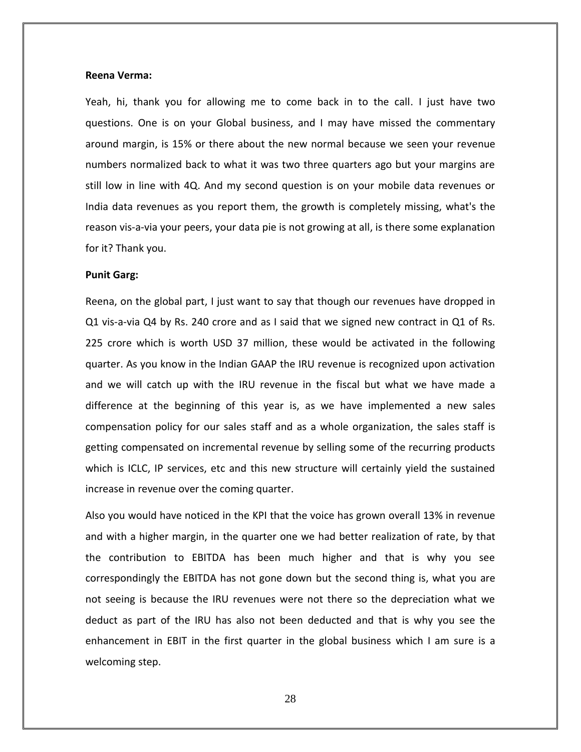**Reena Verma:**

Yeah, hi, thank you for allowing me to come back in to the call. I just have two questions. One is on your Global business, and I may have missed the commentary around margin, is 15% or there about the new normal because we seen your revenue numbers normalized back to what it was two three quarters ago but your margins are still low in line with 4Q. And my second question is on your mobile data revenues or India data revenues as you report them, the growth is completely missing, what's the reason vis-a-via your peers, your data pie is not growing at all, is there some explanation for it? Thank you.

**Punit Garg:**

Reena, on the global part, I just want to say that though our revenues have dropped in Q1 vis-a-via Q4 by Rs. 240 crore and as I said that we signed new contract in Q1 of Rs. 225 crore which is worth USD 37 million, these would be activated in the following quarter. As you know in the Indian GAAP the IRU revenue is recognized upon activation and we will catch up with the IRU revenue in the fiscal but what we have made a difference at the beginning of this year is, as we have implemented a new sales compensation policy for our sales staff and as a whole organization, the sales staff is getting compensated on incremental revenue by selling some of the recurring products which is ICLC, IP services, etc and this new structure will certainly yield the sustained increase in revenue over the coming quarter.

Also you would have noticed in the KPI that the voice has grown overall 13% in revenue and with a higher margin, in the quarter one we had better realization of rate, by that the contribution to EBITDA has been much higher and that is why you see correspondingly the EBITDA has not gone down but the second thing is, what you are not seeing is because the IRU revenues were not there so the depreciation what we deduct as part of the IRU has also not been deducted and that is why you see the enhancement in EBIT in the first quarter in the global business which I am sure is a welcoming step.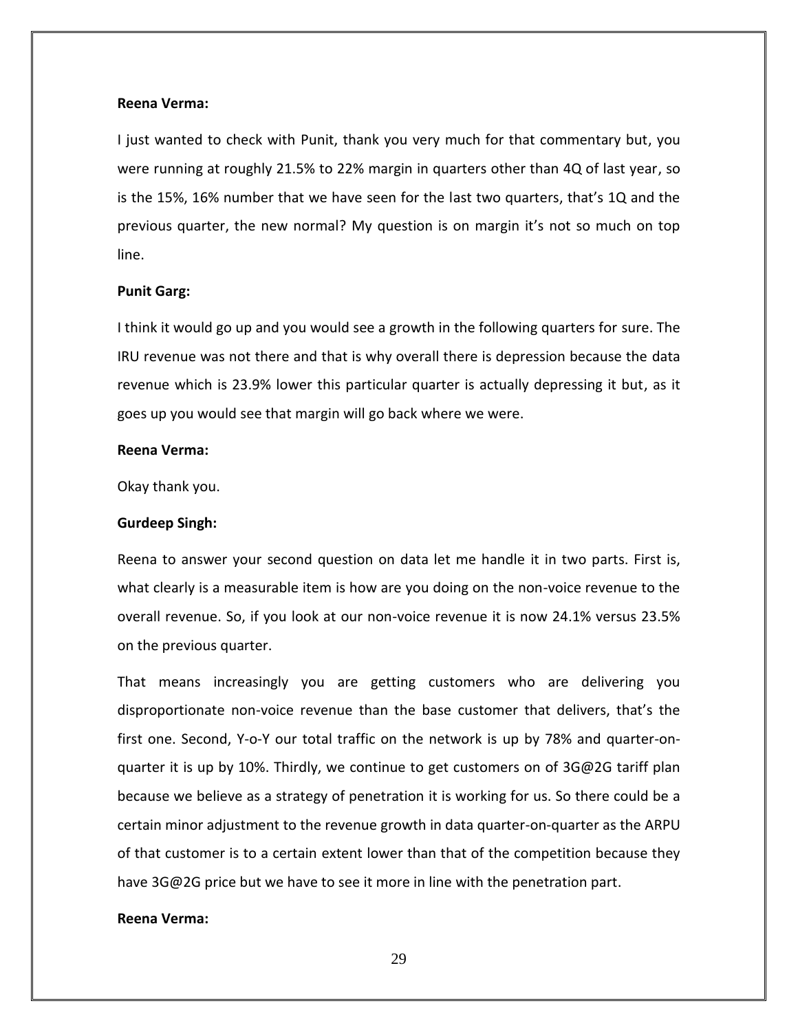**Reena Verma:**

I just wanted to check with Punit, thank you very much for that commentary but, you were running at roughly 21.5% to 22% margin in quarters other than 4Q of last year, so is the 15%, 16% number that we have seen for the last two quarters, that's 1Q and the previous quarter, the new normal? My question is on margin it's not so much on top line.

**Punit Garg:**

I think it would go up and you would see a growth in the following quarters for sure. The IRU revenue was not there and that is why overall there is depression because the data revenue which is 23.9% lower this particular quarter is actually depressing it but, as it goes up you would see that margin will go back where we were.

**Reena Verma:**

Okay thank you.

**Gurdeep Singh:**

Reena to answer your second question on data let me handle it in two parts. First is, what clearly is a measurable item is how are you doing on the non-voice revenue to the overall revenue. So, if you look at our non-voice revenue it is now 24.1% versus 23.5% on the previous quarter.

That means increasingly you are getting customers who are delivering you disproportionate non-voice revenue than the base customer that delivers, that's the first one. Second, Y-o-Y our total traffic on the network is up by 78% and quarter-on-quarter it is up by 10%. Thirdly, we continue to get customers on of 3G@2G tariff plan because we believe as a strategy of penetration it is working for us. So there could be a certain minor adjustment to the revenue growth in data quarter-on-quarter as the ARPU of that customer is to a certain extent lower than that of the competition because they have 3G@2G price but we have to see it more in line with the penetration part.

**Reena Verma:**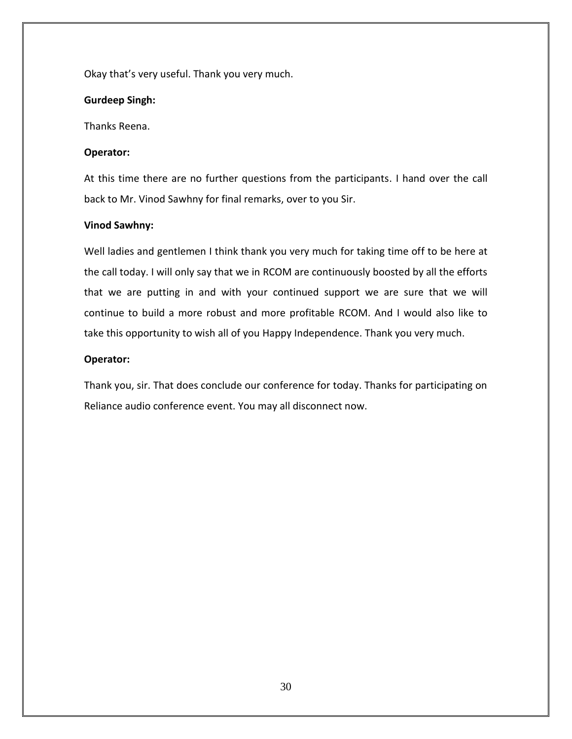Okay that's very useful. Thank you very much.

**Gurdeep Singh:**

Thanks Reena.

**Operator:**

At this time there are no further questions from the participants. I hand over the call back to Mr. Vinod Sawhny for final remarks, over to you Sir.

**Vinod Sawhny:**

Well ladies and gentlemen I think thank you very much for taking time off to be here at the call today. I will only say that we in RCOM are continuously boosted by all the efforts that we are putting in and with your continued support we are sure that we will continue to build a more robust and more profitable RCOM. And I would also like to take this opportunity to wish all of you Happy Independence. Thank you very much.

**Operator:**

Thank you, sir. That does conclude our conference for today. Thanks for participating on Reliance audio conference event. You may all disconnect now.